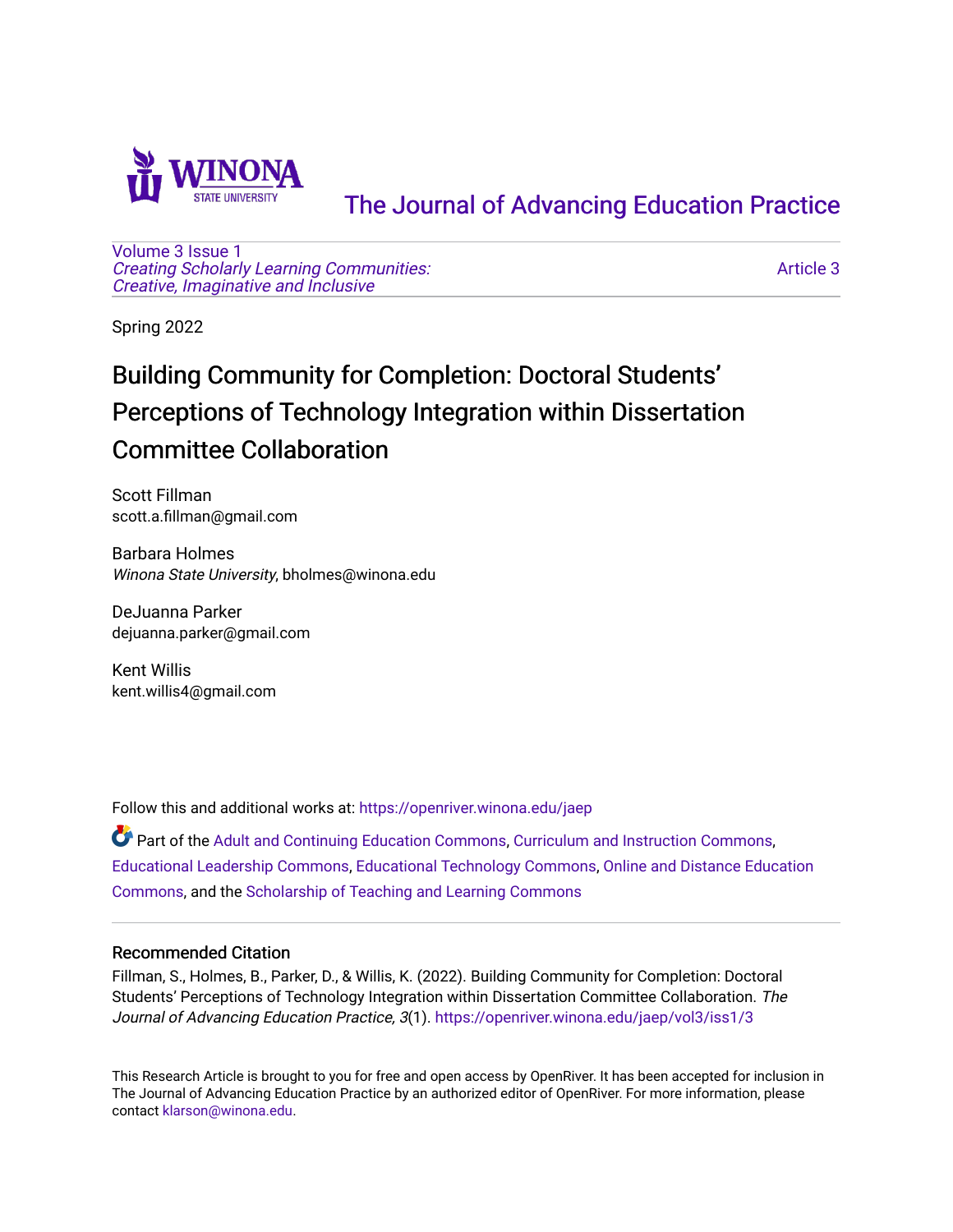The Journal of Advancing Education Practice

Volume 3 Issue 1
*Creating Scholarly Learning Communities: Creative, Imaginative and Inclusive*

Article 3

Spring 2022

# Building Community for Completion: Doctoral Students' Perceptions of Technology Integration within Dissertation Committee Collaboration

Scott Fillman
scott.a.fillman@gmail.com

Barbara Holmes
*Winona State University*, bholmes@winona.edu

DeJuanna Parker
dejuanna.parker@gmail.com

Kent Willis
kent.willis4@gmail.com

Follow this and additional works at: https://openriver.winona.edu/jaep

Part of the Adult and Continuing Education Commons, Curriculum and Instruction Commons, Educational Leadership Commons, Educational Technology Commons, Online and Distance Education Commons, and the Scholarship of Teaching and Learning Commons

## Recommended Citation

Fillman, S., Holmes, B., Parker, D., & Willis, K. (2022). Building Community for Completion: Doctoral Students' Perceptions of Technology Integration within Dissertation Committee Collaboration. *The Journal of Advancing Education Practice, 3*(1). https://openriver.winona.edu/jaep/vol3/iss1/3

This Research Article is brought to you for free and open access by OpenRiver. It has been accepted for inclusion in The Journal of Advancing Education Practice by an authorized editor of OpenRiver. For more information, please contact klarson@winona.edu.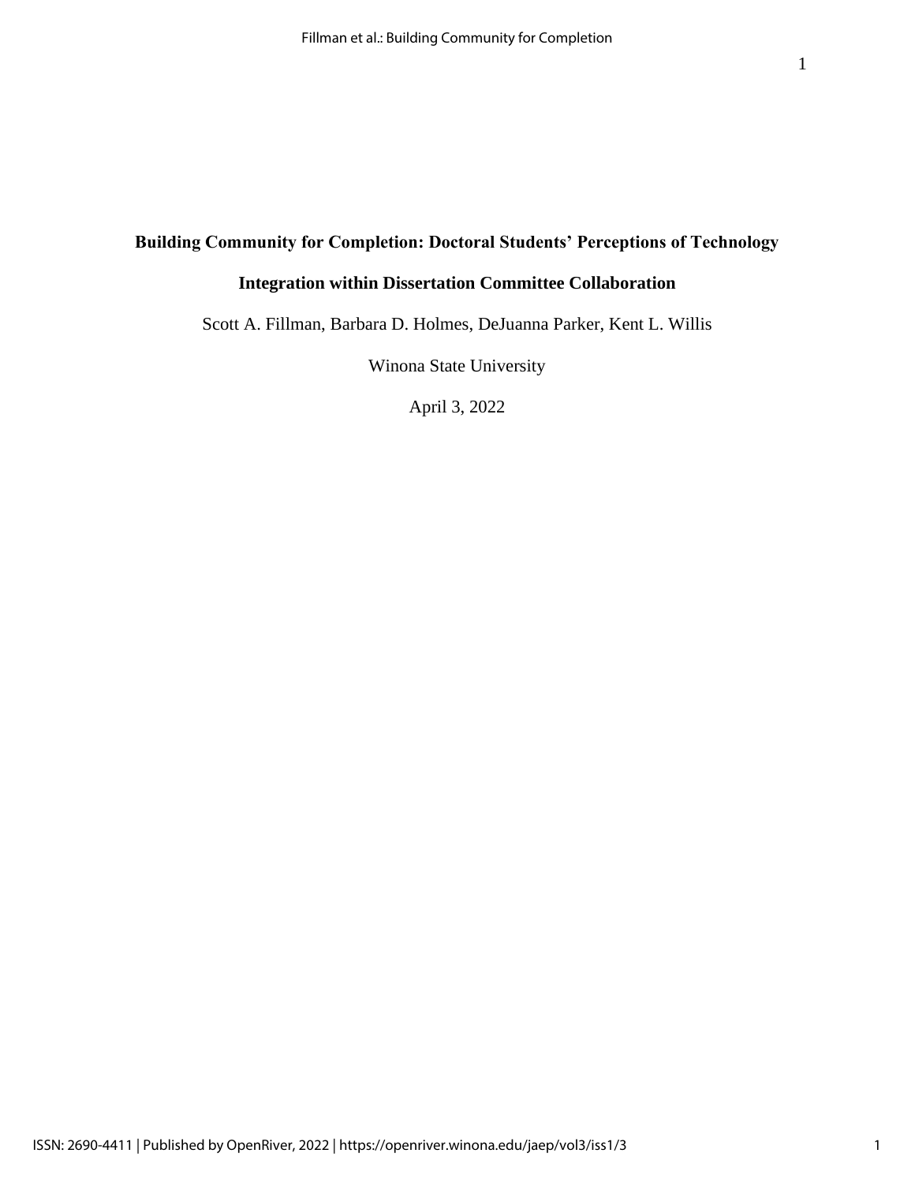**Building Community for Completion: Doctoral Students' Perceptions of Technology Integration within Dissertation Committee Collaboration**

Scott A. Fillman, Barbara D. Holmes, DeJuanna Parker, Kent L. Willis

Winona State University

April 3, 2022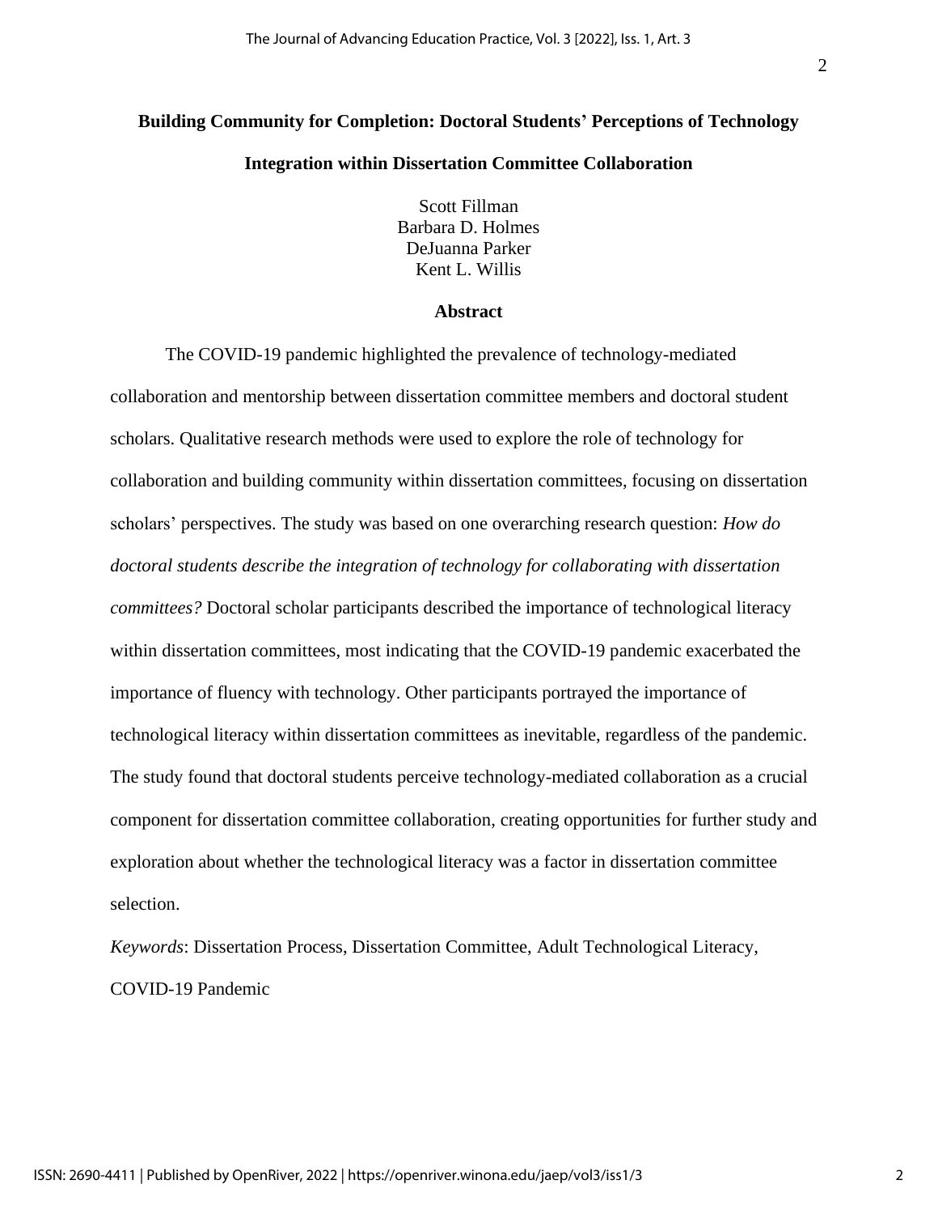# Building Community for Completion: Doctoral Students' Perceptions of Technology Integration within Dissertation Committee Collaboration

Scott Fillman
Barbara D. Holmes
DeJuanna Parker
Kent L. Willis

## Abstract

The COVID-19 pandemic highlighted the prevalence of technology-mediated collaboration and mentorship between dissertation committee members and doctoral student scholars. Qualitative research methods were used to explore the role of technology for collaboration and building community within dissertation committees, focusing on dissertation scholars' perspectives. The study was based on one overarching research question: *How do doctoral students describe the integration of technology for collaborating with dissertation committees?* Doctoral scholar participants described the importance of technological literacy within dissertation committees, most indicating that the COVID-19 pandemic exacerbated the importance of fluency with technology. Other participants portrayed the importance of technological literacy within dissertation committees as inevitable, regardless of the pandemic. The study found that doctoral students perceive technology-mediated collaboration as a crucial component for dissertation committee collaboration, creating opportunities for further study and exploration about whether the technological literacy was a factor in dissertation committee selection.

*Keywords*: Dissertation Process, Dissertation Committee, Adult Technological Literacy, COVID-19 Pandemic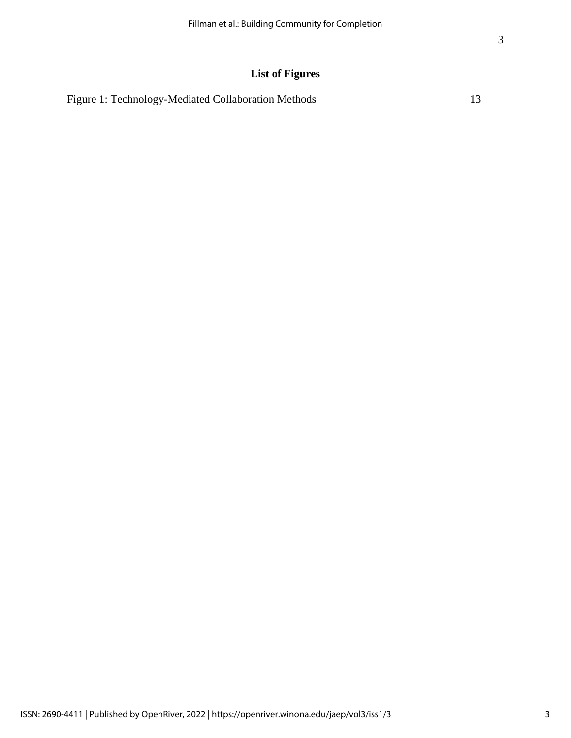## List of Figures

Figure 1: Technology-Mediated Collaboration Methods 13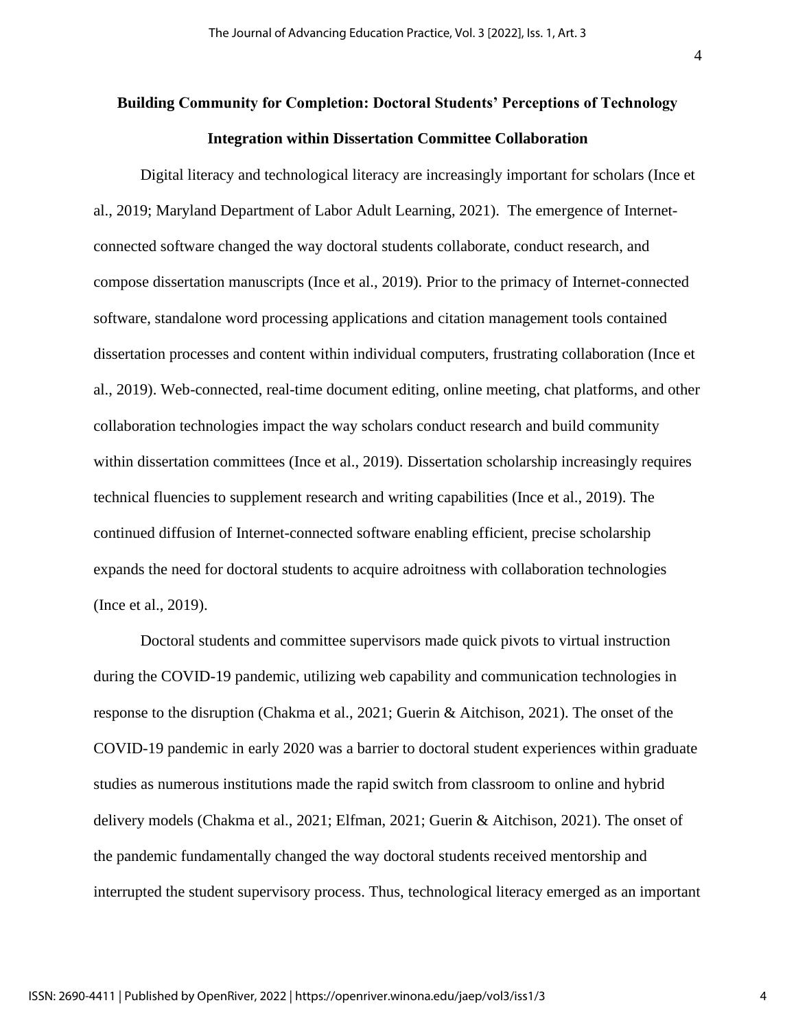# Building Community for Completion: Doctoral Students' Perceptions of Technology Integration within Dissertation Committee Collaboration

Digital literacy and technological literacy are increasingly important for scholars (Ince et al., 2019; Maryland Department of Labor Adult Learning, 2021). The emergence of Internet-connected software changed the way doctoral students collaborate, conduct research, and compose dissertation manuscripts (Ince et al., 2019). Prior to the primacy of Internet-connected software, standalone word processing applications and citation management tools contained dissertation processes and content within individual computers, frustrating collaboration (Ince et al., 2019). Web-connected, real-time document editing, online meeting, chat platforms, and other collaboration technologies impact the way scholars conduct research and build community within dissertation committees (Ince et al., 2019). Dissertation scholarship increasingly requires technical fluencies to supplement research and writing capabilities (Ince et al., 2019). The continued diffusion of Internet-connected software enabling efficient, precise scholarship expands the need for doctoral students to acquire adroitness with collaboration technologies (Ince et al., 2019).

Doctoral students and committee supervisors made quick pivots to virtual instruction during the COVID-19 pandemic, utilizing web capability and communication technologies in response to the disruption (Chakma et al., 2021; Guerin & Aitchison, 2021). The onset of the COVID-19 pandemic in early 2020 was a barrier to doctoral student experiences within graduate studies as numerous institutions made the rapid switch from classroom to online and hybrid delivery models (Chakma et al., 2021; Elfman, 2021; Guerin & Aitchison, 2021). The onset of the pandemic fundamentally changed the way doctoral students received mentorship and interrupted the student supervisory process. Thus, technological literacy emerged as an important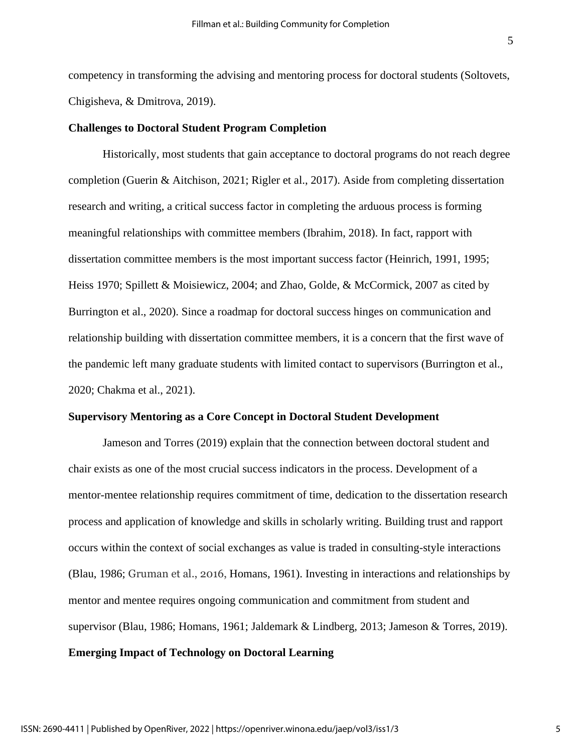competency in transforming the advising and mentoring process for doctoral students (Soltovets, Chigisheva, & Dmitrova, 2019).

## Challenges to Doctoral Student Program Completion

Historically, most students that gain acceptance to doctoral programs do not reach degree completion (Guerin & Aitchison, 2021; Rigler et al., 2017). Aside from completing dissertation research and writing, a critical success factor in completing the arduous process is forming meaningful relationships with committee members (Ibrahim, 2018). In fact, rapport with dissertation committee members is the most important success factor (Heinrich, 1991, 1995; Heiss 1970; Spillett & Moisiewicz, 2004; and Zhao, Golde, & McCormick, 2007 as cited by Burrington et al., 2020). Since a roadmap for doctoral success hinges on communication and relationship building with dissertation committee members, it is a concern that the first wave of the pandemic left many graduate students with limited contact to supervisors (Burrington et al., 2020; Chakma et al., 2021).

## Supervisory Mentoring as a Core Concept in Doctoral Student Development

Jameson and Torres (2019) explain that the connection between doctoral student and chair exists as one of the most crucial success indicators in the process. Development of a mentor-mentee relationship requires commitment of time, dedication to the dissertation research process and application of knowledge and skills in scholarly writing. Building trust and rapport occurs within the context of social exchanges as value is traded in consulting-style interactions (Blau, 1986; Gruman et al., 2016, Homans, 1961). Investing in interactions and relationships by mentor and mentee requires ongoing communication and commitment from student and supervisor (Blau, 1986; Homans, 1961; Jaldemark & Lindberg, 2013; Jameson & Torres, 2019).

## Emerging Impact of Technology on Doctoral Learning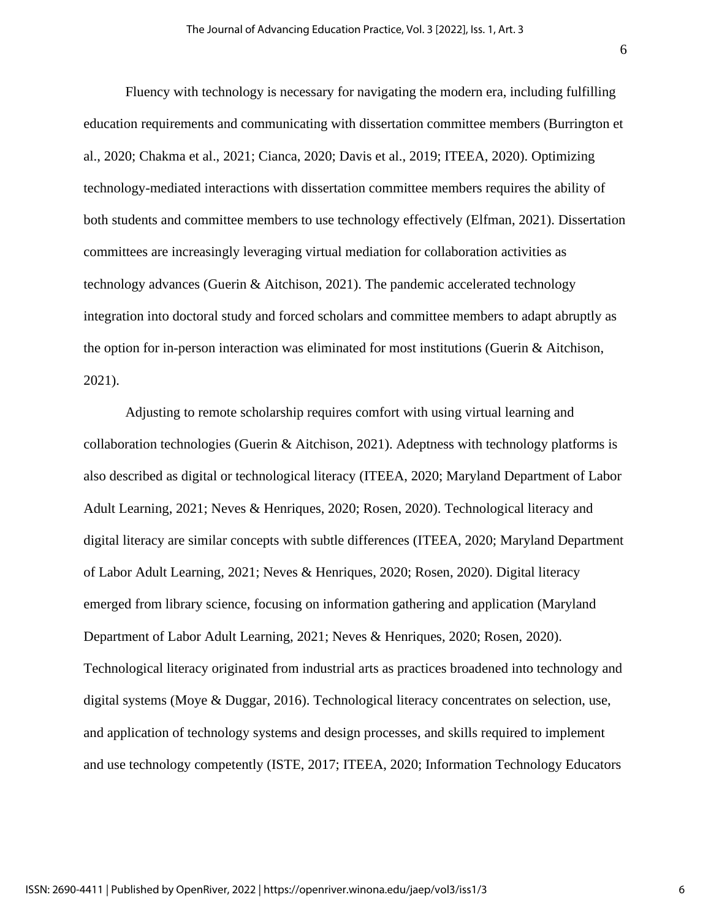Fluency with technology is necessary for navigating the modern era, including fulfilling education requirements and communicating with dissertation committee members (Burrington et al., 2020; Chakma et al., 2021; Cianca, 2020; Davis et al., 2019; ITEEA, 2020). Optimizing technology-mediated interactions with dissertation committee members requires the ability of both students and committee members to use technology effectively (Elfman, 2021). Dissertation committees are increasingly leveraging virtual mediation for collaboration activities as technology advances (Guerin & Aitchison, 2021). The pandemic accelerated technology integration into doctoral study and forced scholars and committee members to adapt abruptly as the option for in-person interaction was eliminated for most institutions (Guerin & Aitchison, 2021).

Adjusting to remote scholarship requires comfort with using virtual learning and collaboration technologies (Guerin & Aitchison, 2021). Adeptness with technology platforms is also described as digital or technological literacy (ITEEA, 2020; Maryland Department of Labor Adult Learning, 2021; Neves & Henriques, 2020; Rosen, 2020). Technological literacy and digital literacy are similar concepts with subtle differences (ITEEA, 2020; Maryland Department of Labor Adult Learning, 2021; Neves & Henriques, 2020; Rosen, 2020). Digital literacy emerged from library science, focusing on information gathering and application (Maryland Department of Labor Adult Learning, 2021; Neves & Henriques, 2020; Rosen, 2020). Technological literacy originated from industrial arts as practices broadened into technology and digital systems (Moye & Duggar, 2016). Technological literacy concentrates on selection, use, and application of technology systems and design processes, and skills required to implement and use technology competently (ISTE, 2017; ITEEA, 2020; Information Technology Educators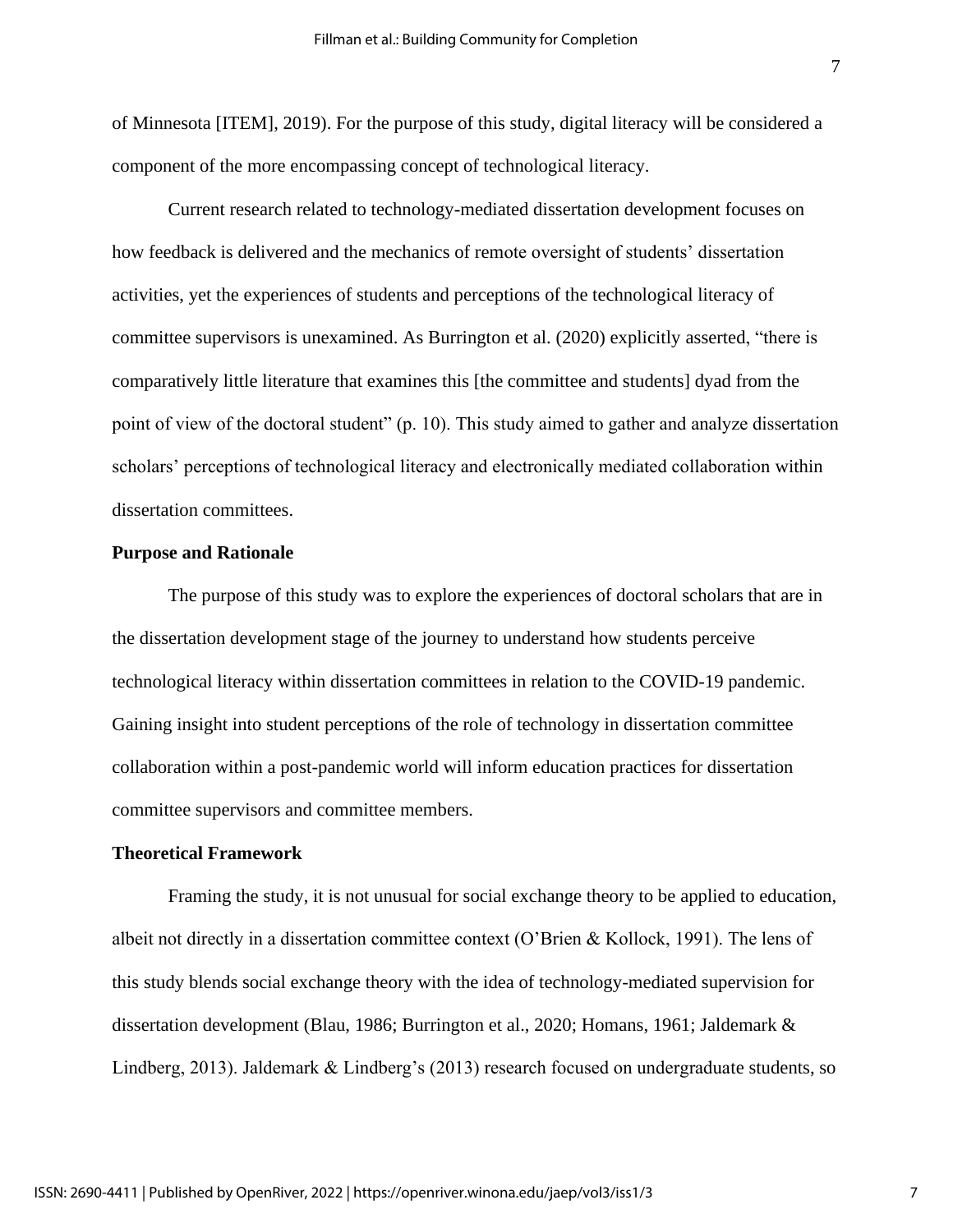of Minnesota [ITEM], 2019). For the purpose of this study, digital literacy will be considered a component of the more encompassing concept of technological literacy.

Current research related to technology-mediated dissertation development focuses on how feedback is delivered and the mechanics of remote oversight of students' dissertation activities, yet the experiences of students and perceptions of the technological literacy of committee supervisors is unexamined. As Burrington et al. (2020) explicitly asserted, "there is comparatively little literature that examines this [the committee and students] dyad from the point of view of the doctoral student" (p. 10). This study aimed to gather and analyze dissertation scholars' perceptions of technological literacy and electronically mediated collaboration within dissertation committees.

## Purpose and Rationale

The purpose of this study was to explore the experiences of doctoral scholars that are in the dissertation development stage of the journey to understand how students perceive technological literacy within dissertation committees in relation to the COVID-19 pandemic. Gaining insight into student perceptions of the role of technology in dissertation committee collaboration within a post-pandemic world will inform education practices for dissertation committee supervisors and committee members.

## Theoretical Framework

Framing the study, it is not unusual for social exchange theory to be applied to education, albeit not directly in a dissertation committee context (O'Brien & Kollock, 1991). The lens of this study blends social exchange theory with the idea of technology-mediated supervision for dissertation development (Blau, 1986; Burrington et al., 2020; Homans, 1961; Jaldemark & Lindberg, 2013). Jaldemark & Lindberg's (2013) research focused on undergraduate students, so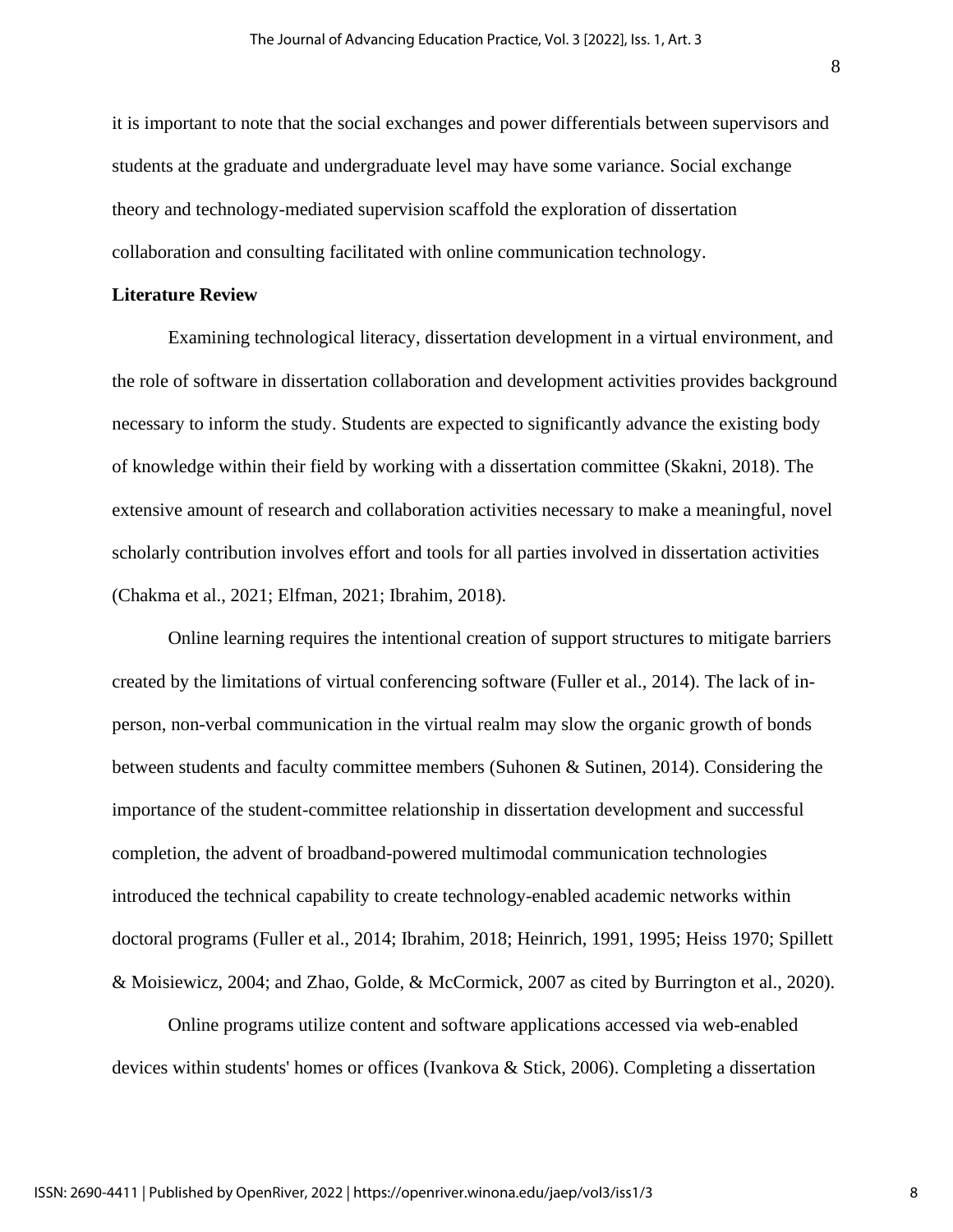it is important to note that the social exchanges and power differentials between supervisors and students at the graduate and undergraduate level may have some variance. Social exchange theory and technology-mediated supervision scaffold the exploration of dissertation collaboration and consulting facilitated with online communication technology.

**Literature Review**

Examining technological literacy, dissertation development in a virtual environment, and the role of software in dissertation collaboration and development activities provides background necessary to inform the study. Students are expected to significantly advance the existing body of knowledge within their field by working with a dissertation committee (Skakni, 2018). The extensive amount of research and collaboration activities necessary to make a meaningful, novel scholarly contribution involves effort and tools for all parties involved in dissertation activities (Chakma et al., 2021; Elfman, 2021; Ibrahim, 2018).

Online learning requires the intentional creation of support structures to mitigate barriers created by the limitations of virtual conferencing software (Fuller et al., 2014). The lack of in-person, non-verbal communication in the virtual realm may slow the organic growth of bonds between students and faculty committee members (Suhonen & Sutinen, 2014). Considering the importance of the student-committee relationship in dissertation development and successful completion, the advent of broadband-powered multimodal communication technologies introduced the technical capability to create technology-enabled academic networks within doctoral programs (Fuller et al., 2014; Ibrahim, 2018; Heinrich, 1991, 1995; Heiss 1970; Spillett & Moisiewicz, 2004; and Zhao, Golde, & McCormick, 2007 as cited by Burrington et al., 2020).

Online programs utilize content and software applications accessed via web-enabled devices within students' homes or offices (Ivankova & Stick, 2006). Completing a dissertation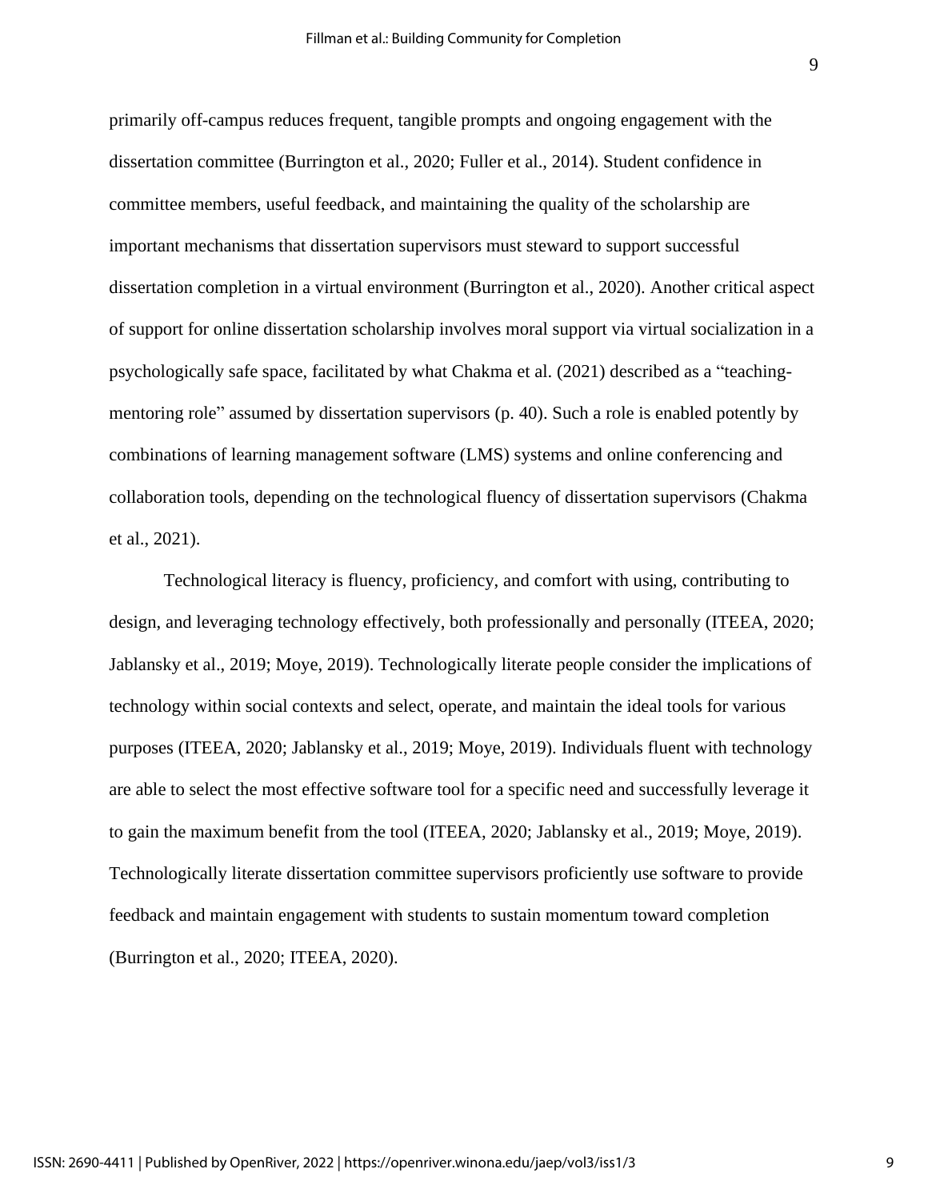primarily off-campus reduces frequent, tangible prompts and ongoing engagement with the dissertation committee (Burrington et al., 2020; Fuller et al., 2014). Student confidence in committee members, useful feedback, and maintaining the quality of the scholarship are important mechanisms that dissertation supervisors must steward to support successful dissertation completion in a virtual environment (Burrington et al., 2020). Another critical aspect of support for online dissertation scholarship involves moral support via virtual socialization in a psychologically safe space, facilitated by what Chakma et al. (2021) described as a "teaching-mentoring role" assumed by dissertation supervisors (p. 40). Such a role is enabled potently by combinations of learning management software (LMS) systems and online conferencing and collaboration tools, depending on the technological fluency of dissertation supervisors (Chakma et al., 2021).

Technological literacy is fluency, proficiency, and comfort with using, contributing to design, and leveraging technology effectively, both professionally and personally (ITEEA, 2020; Jablansky et al., 2019; Moye, 2019). Technologically literate people consider the implications of technology within social contexts and select, operate, and maintain the ideal tools for various purposes (ITEEA, 2020; Jablansky et al., 2019; Moye, 2019). Individuals fluent with technology are able to select the most effective software tool for a specific need and successfully leverage it to gain the maximum benefit from the tool (ITEEA, 2020; Jablansky et al., 2019; Moye, 2019). Technologically literate dissertation committee supervisors proficiently use software to provide feedback and maintain engagement with students to sustain momentum toward completion (Burrington et al., 2020; ITEEA, 2020).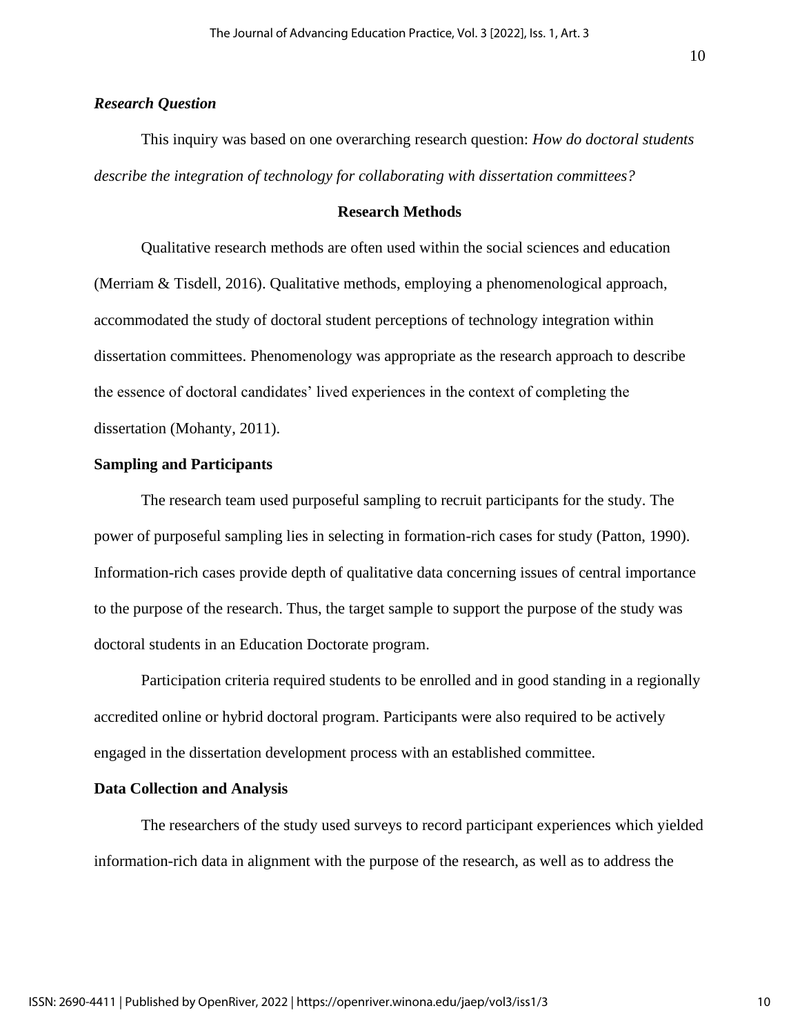### *Research Question*

This inquiry was based on one overarching research question: *How do doctoral students describe the integration of technology for collaborating with dissertation committees?*

## Research Methods

Qualitative research methods are often used within the social sciences and education (Merriam & Tisdell, 2016). Qualitative methods, employing a phenomenological approach, accommodated the study of doctoral student perceptions of technology integration within dissertation committees. Phenomenology was appropriate as the research approach to describe the essence of doctoral candidates' lived experiences in the context of completing the dissertation (Mohanty, 2011).

### Sampling and Participants

The research team used purposeful sampling to recruit participants for the study. The power of purposeful sampling lies in selecting in formation-rich cases for study (Patton, 1990). Information-rich cases provide depth of qualitative data concerning issues of central importance to the purpose of the research. Thus, the target sample to support the purpose of the study was doctoral students in an Education Doctorate program.

Participation criteria required students to be enrolled and in good standing in a regionally accredited online or hybrid doctoral program. Participants were also required to be actively engaged in the dissertation development process with an established committee.

### Data Collection and Analysis

The researchers of the study used surveys to record participant experiences which yielded information-rich data in alignment with the purpose of the research, as well as to address the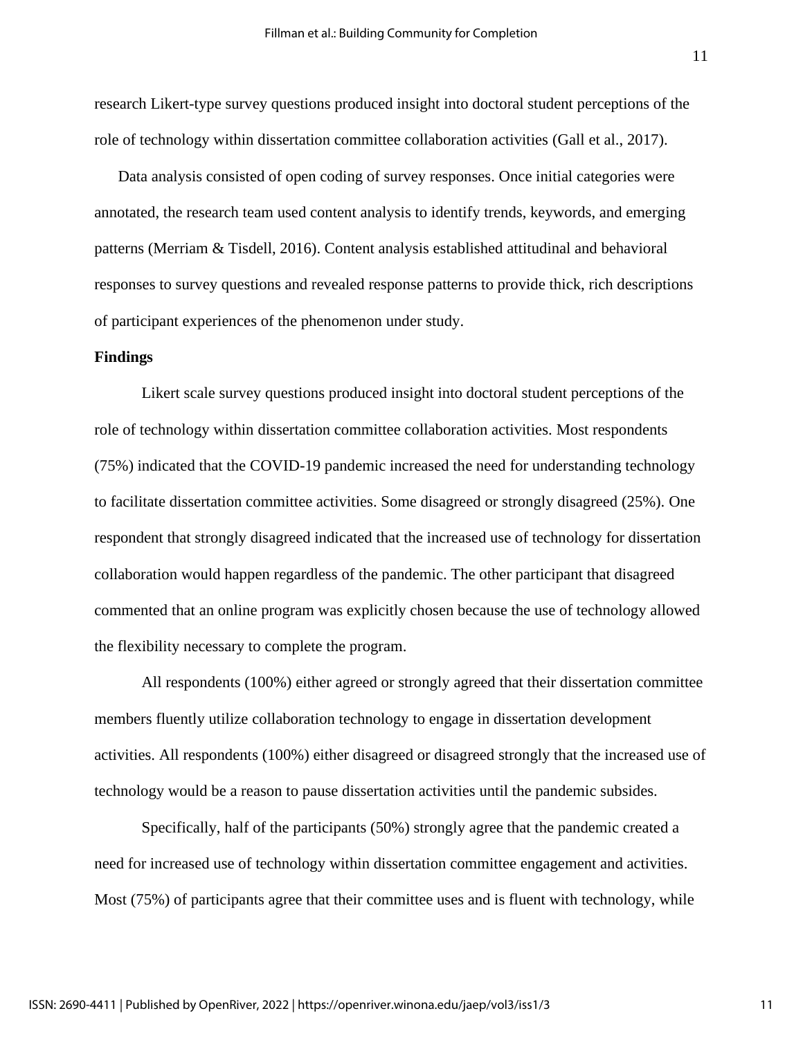research Likert-type survey questions produced insight into doctoral student perceptions of the role of technology within dissertation committee collaboration activities (Gall et al., 2017).

Data analysis consisted of open coding of survey responses. Once initial categories were annotated, the research team used content analysis to identify trends, keywords, and emerging patterns (Merriam & Tisdell, 2016). Content analysis established attitudinal and behavioral responses to survey questions and revealed response patterns to provide thick, rich descriptions of participant experiences of the phenomenon under study.

## Findings

Likert scale survey questions produced insight into doctoral student perceptions of the role of technology within dissertation committee collaboration activities. Most respondents (75%) indicated that the COVID-19 pandemic increased the need for understanding technology to facilitate dissertation committee activities. Some disagreed or strongly disagreed (25%). One respondent that strongly disagreed indicated that the increased use of technology for dissertation collaboration would happen regardless of the pandemic. The other participant that disagreed commented that an online program was explicitly chosen because the use of technology allowed the flexibility necessary to complete the program.

All respondents (100%) either agreed or strongly agreed that their dissertation committee members fluently utilize collaboration technology to engage in dissertation development activities. All respondents (100%) either disagreed or disagreed strongly that the increased use of technology would be a reason to pause dissertation activities until the pandemic subsides.

Specifically, half of the participants (50%) strongly agree that the pandemic created a need for increased use of technology within dissertation committee engagement and activities. Most (75%) of participants agree that their committee uses and is fluent with technology, while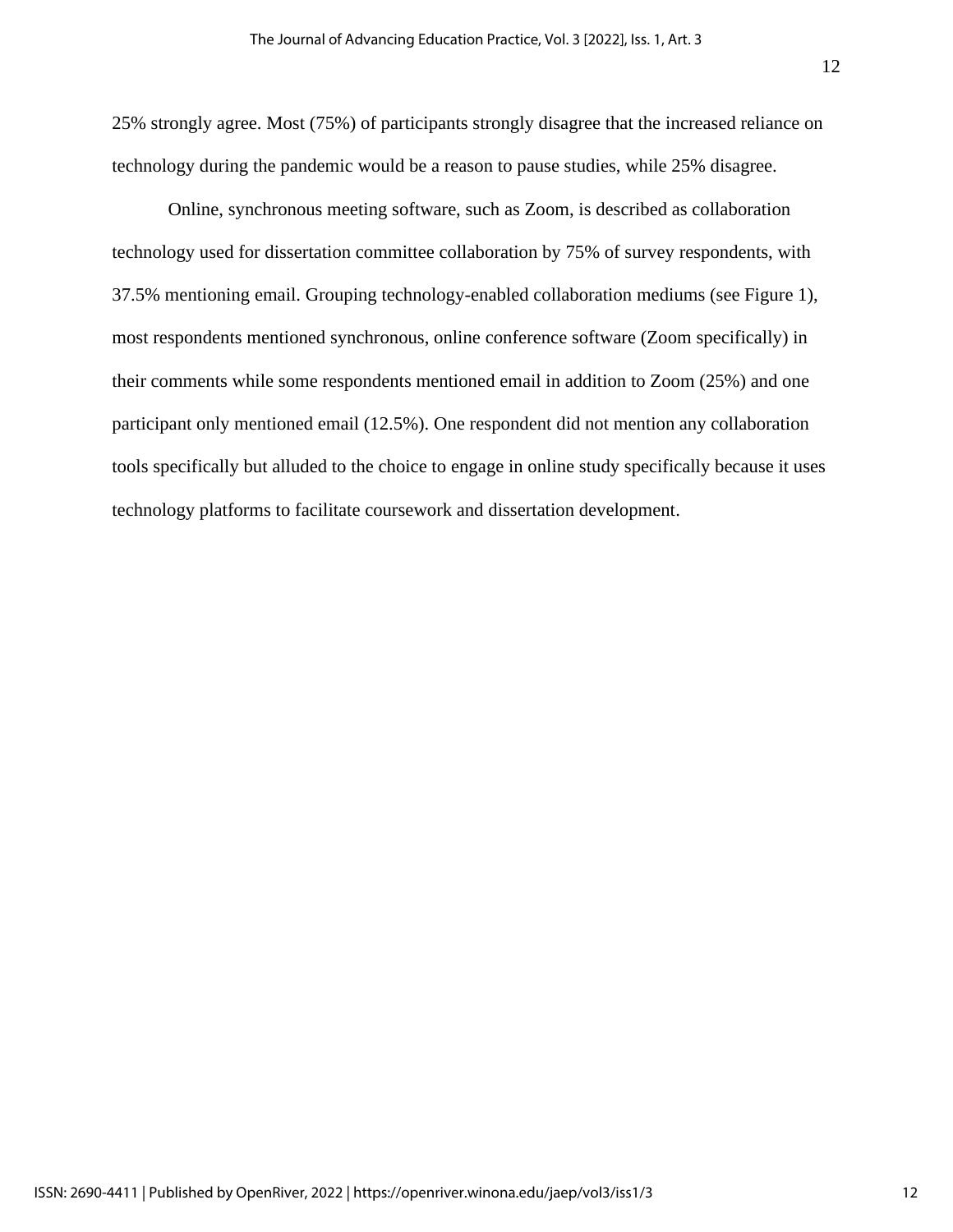25% strongly agree. Most (75%) of participants strongly disagree that the increased reliance on technology during the pandemic would be a reason to pause studies, while 25% disagree.

Online, synchronous meeting software, such as Zoom, is described as collaboration technology used for dissertation committee collaboration by 75% of survey respondents, with 37.5% mentioning email. Grouping technology-enabled collaboration mediums (see Figure 1), most respondents mentioned synchronous, online conference software (Zoom specifically) in their comments while some respondents mentioned email in addition to Zoom (25%) and one participant only mentioned email (12.5%). One respondent did not mention any collaboration tools specifically but alluded to the choice to engage in online study specifically because it uses technology platforms to facilitate coursework and dissertation development.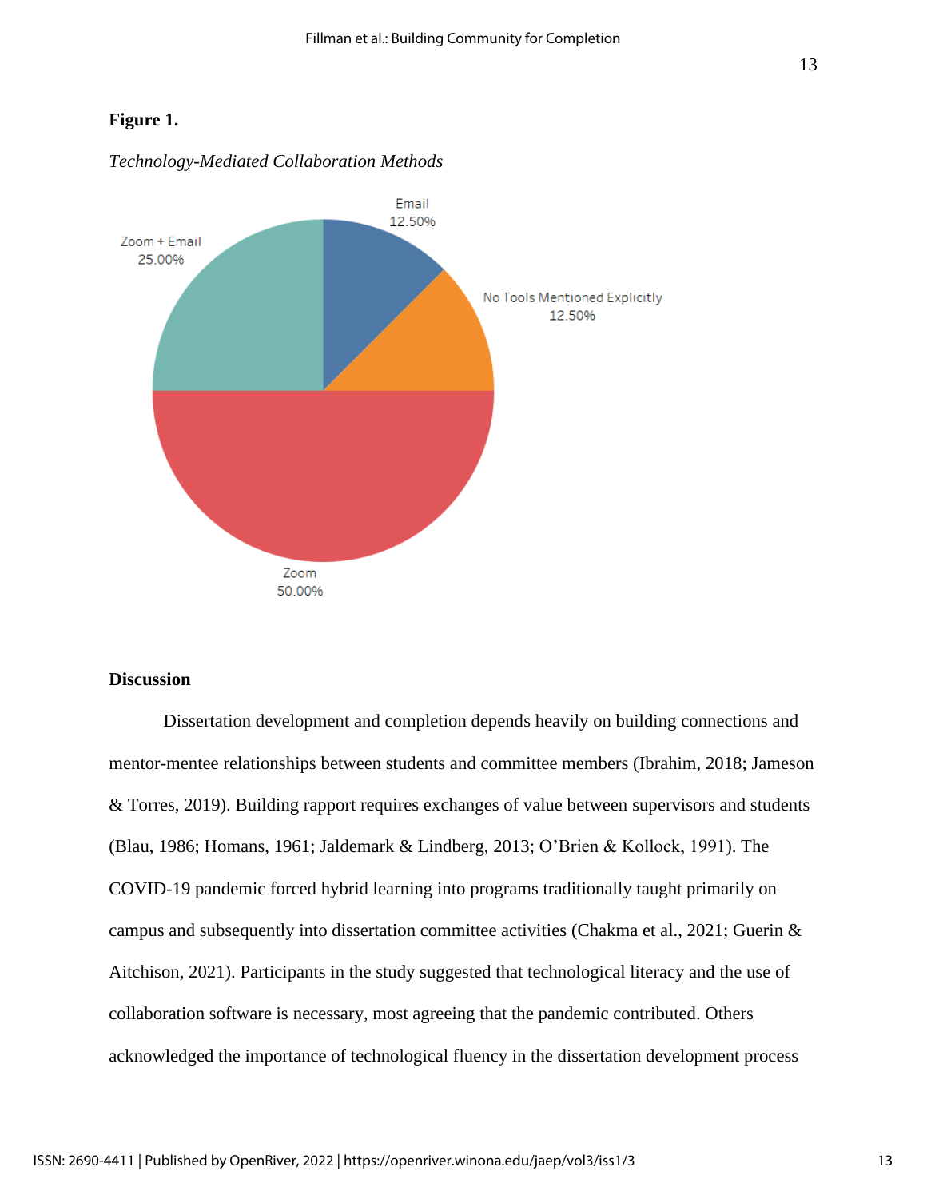**Figure 1.**

*Technology-Mediated Collaboration Methods*

Email 12.50%

No Tools Mentioned Explicitly 12.50%

Zoom 50.00%

Zoom + Email 25.00%

## Discussion

Dissertation development and completion depends heavily on building connections and mentor-mentee relationships between students and committee members (Ibrahim, 2018; Jameson & Torres, 2019). Building rapport requires exchanges of value between supervisors and students (Blau, 1986; Homans, 1961; Jaldemark & Lindberg, 2013; O'Brien & Kollock, 1991). The COVID-19 pandemic forced hybrid learning into programs traditionally taught primarily on campus and subsequently into dissertation committee activities (Chakma et al., 2021; Guerin & Aitchison, 2021). Participants in the study suggested that technological literacy and the use of collaboration software is necessary, most agreeing that the pandemic contributed. Others acknowledged the importance of technological fluency in the dissertation development process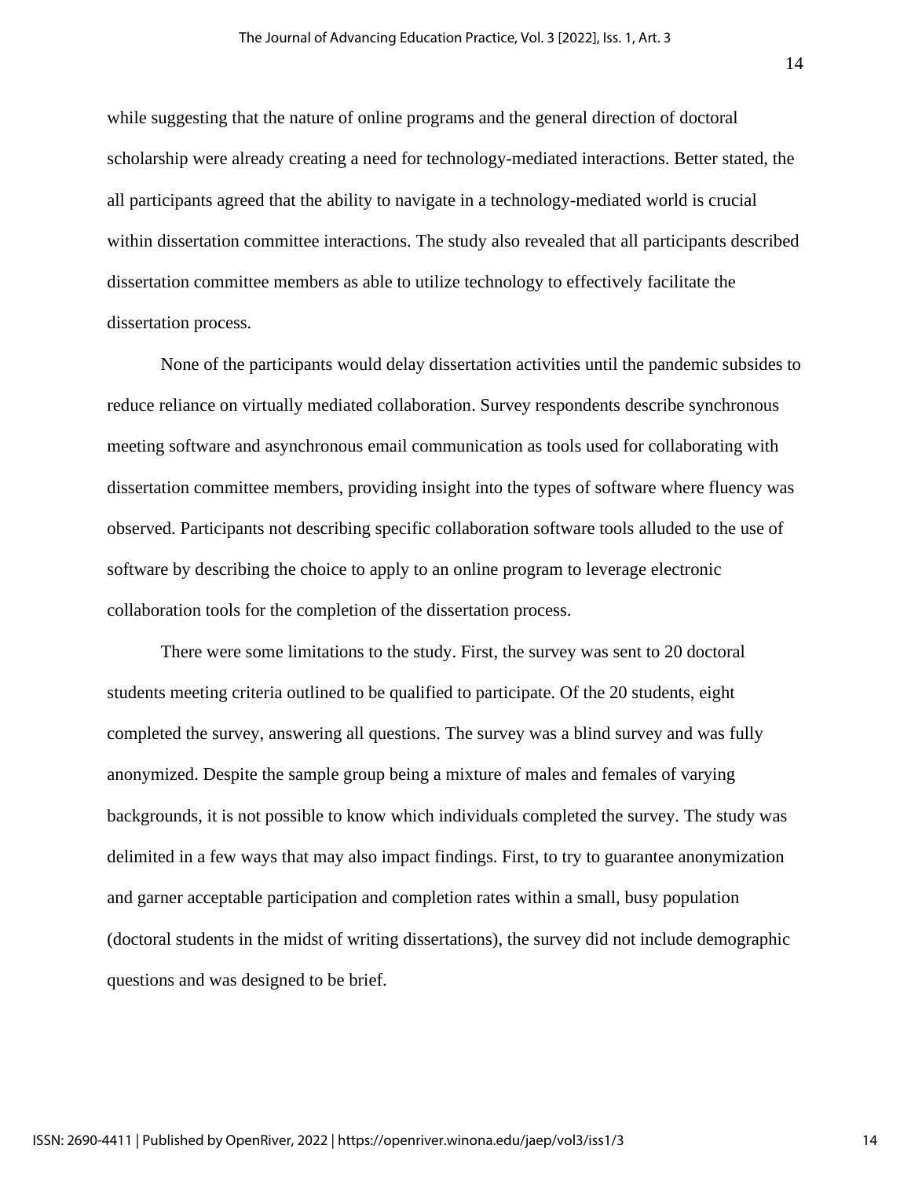while suggesting that the nature of online programs and the general direction of doctoral scholarship were already creating a need for technology-mediated interactions. Better stated, the all participants agreed that the ability to navigate in a technology-mediated world is crucial within dissertation committee interactions. The study also revealed that all participants described dissertation committee members as able to utilize technology to effectively facilitate the dissertation process.

None of the participants would delay dissertation activities until the pandemic subsides to reduce reliance on virtually mediated collaboration. Survey respondents describe synchronous meeting software and asynchronous email communication as tools used for collaborating with dissertation committee members, providing insight into the types of software where fluency was observed. Participants not describing specific collaboration software tools alluded to the use of software by describing the choice to apply to an online program to leverage electronic collaboration tools for the completion of the dissertation process.

There were some limitations to the study. First, the survey was sent to 20 doctoral students meeting criteria outlined to be qualified to participate. Of the 20 students, eight completed the survey, answering all questions. The survey was a blind survey and was fully anonymized. Despite the sample group being a mixture of males and females of varying backgrounds, it is not possible to know which individuals completed the survey. The study was delimited in a few ways that may also impact findings. First, to try to guarantee anonymization and garner acceptable participation and completion rates within a small, busy population (doctoral students in the midst of writing dissertations), the survey did not include demographic questions and was designed to be brief.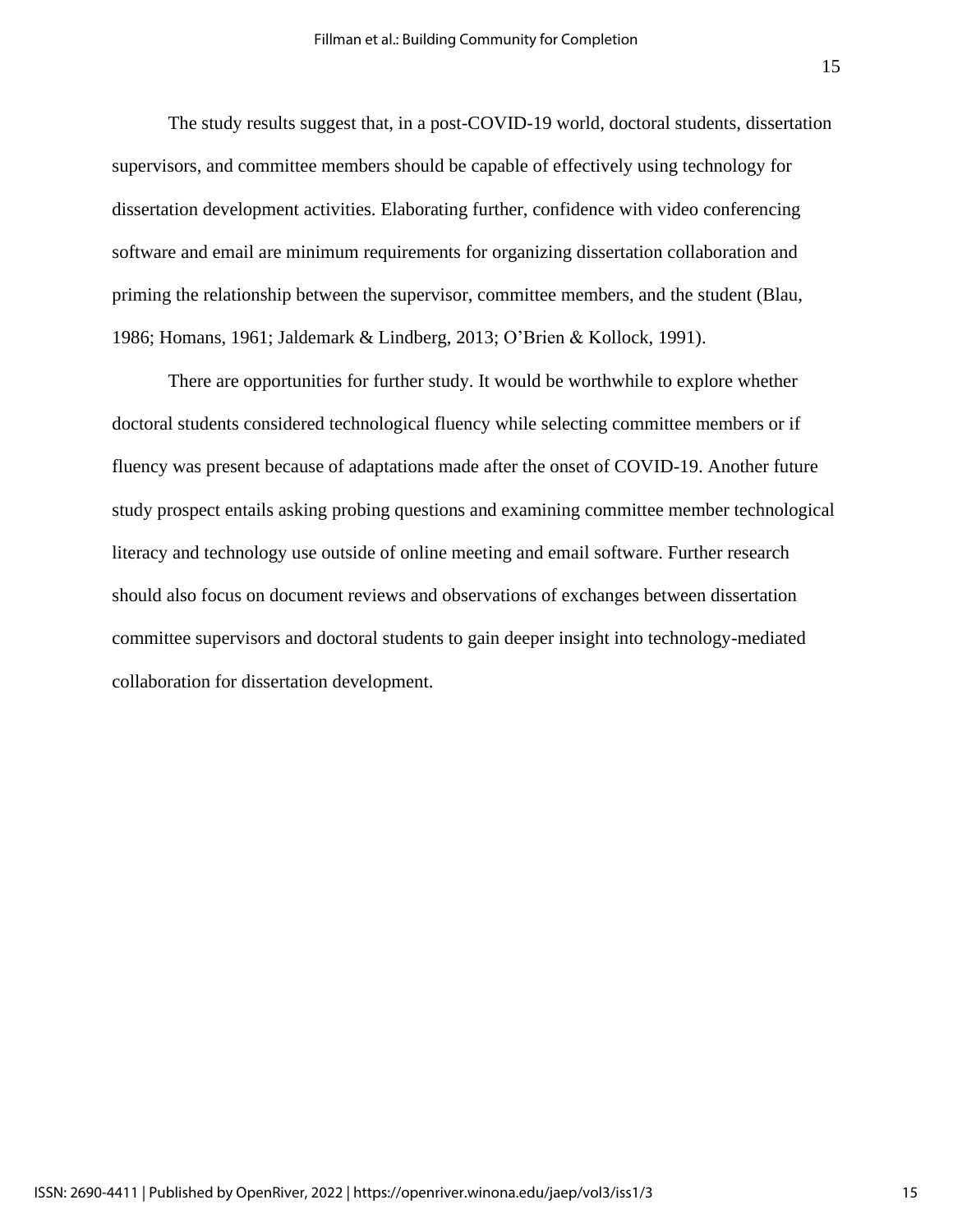The study results suggest that, in a post-COVID-19 world, doctoral students, dissertation supervisors, and committee members should be capable of effectively using technology for dissertation development activities. Elaborating further, confidence with video conferencing software and email are minimum requirements for organizing dissertation collaboration and priming the relationship between the supervisor, committee members, and the student (Blau, 1986; Homans, 1961; Jaldemark & Lindberg, 2013; O'Brien & Kollock, 1991).

There are opportunities for further study. It would be worthwhile to explore whether doctoral students considered technological fluency while selecting committee members or if fluency was present because of adaptations made after the onset of COVID-19. Another future study prospect entails asking probing questions and examining committee member technological literacy and technology use outside of online meeting and email software. Further research should also focus on document reviews and observations of exchanges between dissertation committee supervisors and doctoral students to gain deeper insight into technology-mediated collaboration for dissertation development.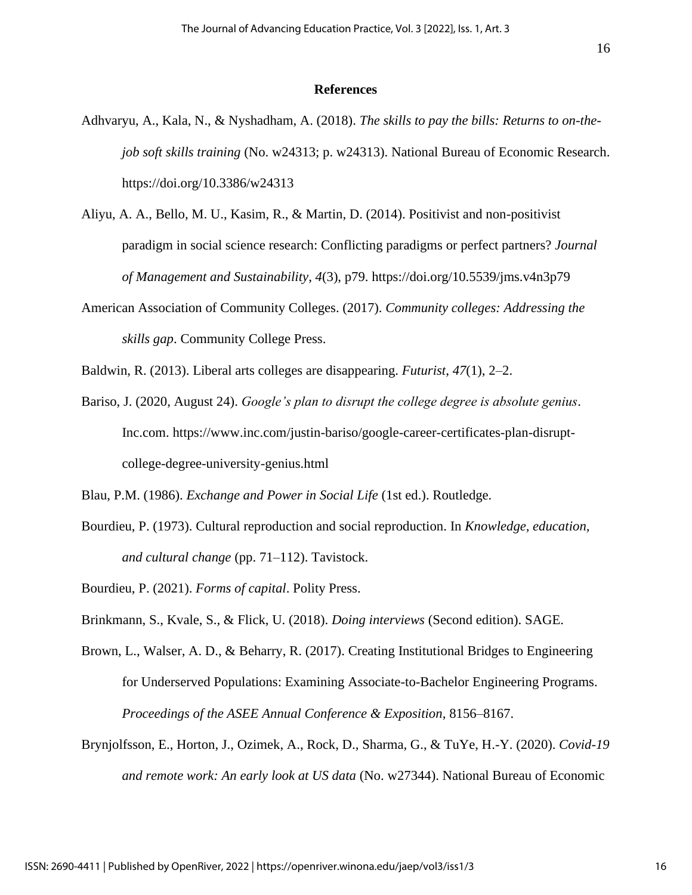## References

Adhvaryu, A., Kala, N., & Nyshadham, A. (2018). *The skills to pay the bills: Returns to on-the-job soft skills training* (No. w24313; p. w24313). National Bureau of Economic Research. https://doi.org/10.3386/w24313

Aliyu, A. A., Bello, M. U., Kasim, R., & Martin, D. (2014). Positivist and non-positivist paradigm in social science research: Conflicting paradigms or perfect partners? *Journal of Management and Sustainability*, *4*(3), p79. https://doi.org/10.5539/jms.v4n3p79

American Association of Community Colleges. (2017). *Community colleges: Addressing the skills gap*. Community College Press.

Baldwin, R. (2013). Liberal arts colleges are disappearing. *Futurist*, *47*(1), 2–2.

Bariso, J. (2020, August 24). *Google's plan to disrupt the college degree is absolute genius*. Inc.com. https://www.inc.com/justin-bariso/google-career-certificates-plan-disrupt-college-degree-university-genius.html

Blau, P.M. (1986). *Exchange and Power in Social Life* (1st ed.). Routledge.

Bourdieu, P. (1973). Cultural reproduction and social reproduction. In *Knowledge, education, and cultural change* (pp. 71–112). Tavistock.

Bourdieu, P. (2021). *Forms of capital*. Polity Press.

Brinkmann, S., Kvale, S., & Flick, U. (2018). *Doing interviews* (Second edition). SAGE.

Brown, L., Walser, A. D., & Beharry, R. (2017). Creating Institutional Bridges to Engineering for Underserved Populations: Examining Associate-to-Bachelor Engineering Programs. *Proceedings of the ASEE Annual Conference & Exposition*, 8156–8167.

Brynjolfsson, E., Horton, J., Ozimek, A., Rock, D., Sharma, G., & TuYe, H.-Y. (2020). *Covid-19 and remote work: An early look at US data* (No. w27344). National Bureau of Economic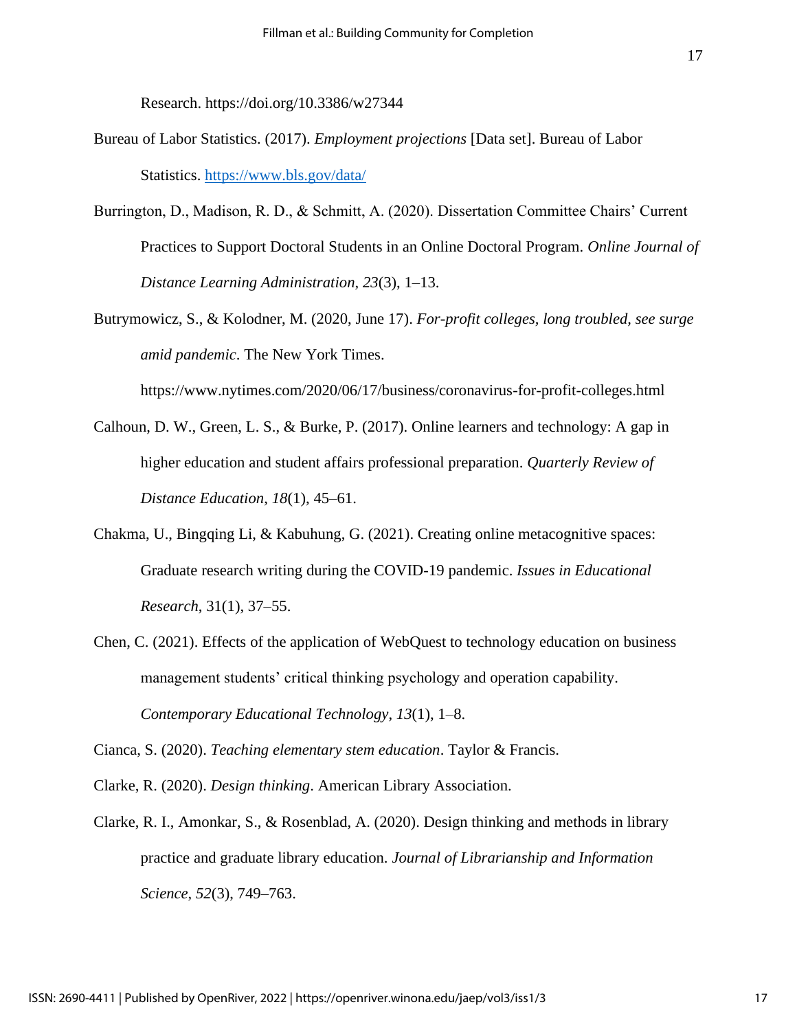Research. https://doi.org/10.3386/w27344

Bureau of Labor Statistics. (2017). *Employment projections* [Data set]. Bureau of Labor Statistics. https://www.bls.gov/data/

Burrington, D., Madison, R. D., & Schmitt, A. (2020). Dissertation Committee Chairs' Current Practices to Support Doctoral Students in an Online Doctoral Program. *Online Journal of Distance Learning Administration*, *23*(3), 1–13.

Butrymowicz, S., & Kolodner, M. (2020, June 17). *For-profit colleges, long troubled, see surge amid pandemic*. The New York Times. https://www.nytimes.com/2020/06/17/business/coronavirus-for-profit-colleges.html

Calhoun, D. W., Green, L. S., & Burke, P. (2017). Online learners and technology: A gap in higher education and student affairs professional preparation. *Quarterly Review of Distance Education*, *18*(1), 45–61.

Chakma, U., Bingqing Li, & Kabuhung, G. (2021). Creating online metacognitive spaces: Graduate research writing during the COVID-19 pandemic. *Issues in Educational Research*, 31(1), 37–55.

Chen, C. (2021). Effects of the application of WebQuest to technology education on business management students' critical thinking psychology and operation capability. *Contemporary Educational Technology*, *13*(1), 1–8.

Cianca, S. (2020). *Teaching elementary stem education*. Taylor & Francis.

Clarke, R. (2020). *Design thinking*. American Library Association.

Clarke, R. I., Amonkar, S., & Rosenblad, A. (2020). Design thinking and methods in library practice and graduate library education. *Journal of Librarianship and Information Science*, *52*(3), 749–763.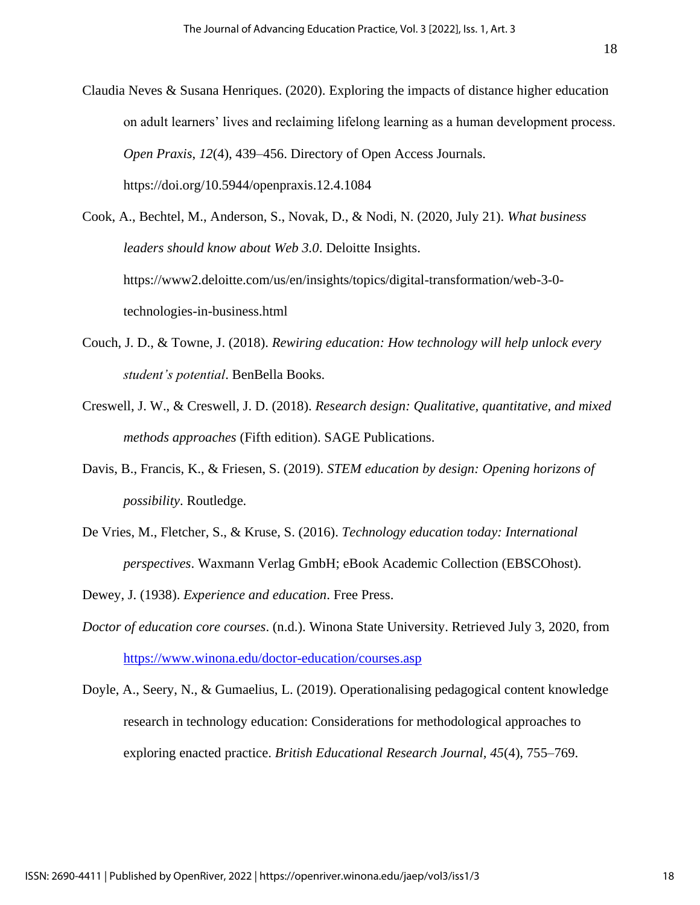Claudia Neves & Susana Henriques. (2020). Exploring the impacts of distance higher education on adult learners' lives and reclaiming lifelong learning as a human development process. *Open Praxis*, *12*(4), 439–456. Directory of Open Access Journals. https://doi.org/10.5944/openpraxis.12.4.1084

Cook, A., Bechtel, M., Anderson, S., Novak, D., & Nodi, N. (2020, July 21). *What business leaders should know about Web 3.0*. Deloitte Insights. https://www2.deloitte.com/us/en/insights/topics/digital-transformation/web-3-0-technologies-in-business.html

Couch, J. D., & Towne, J. (2018). *Rewiring education: How technology will help unlock every student's potential*. BenBella Books.

Creswell, J. W., & Creswell, J. D. (2018). *Research design: Qualitative, quantitative, and mixed methods approaches* (Fifth edition). SAGE Publications.

Davis, B., Francis, K., & Friesen, S. (2019). *STEM education by design: Opening horizons of possibility*. Routledge.

De Vries, M., Fletcher, S., & Kruse, S. (2016). *Technology education today: International perspectives*. Waxmann Verlag GmbH; eBook Academic Collection (EBSCOhost).

Dewey, J. (1938). *Experience and education*. Free Press.

*Doctor of education core courses*. (n.d.). Winona State University. Retrieved July 3, 2020, from https://www.winona.edu/doctor-education/courses.asp

Doyle, A., Seery, N., & Gumaelius, L. (2019). Operationalising pedagogical content knowledge research in technology education: Considerations for methodological approaches to exploring enacted practice. *British Educational Research Journal*, *45*(4), 755–769.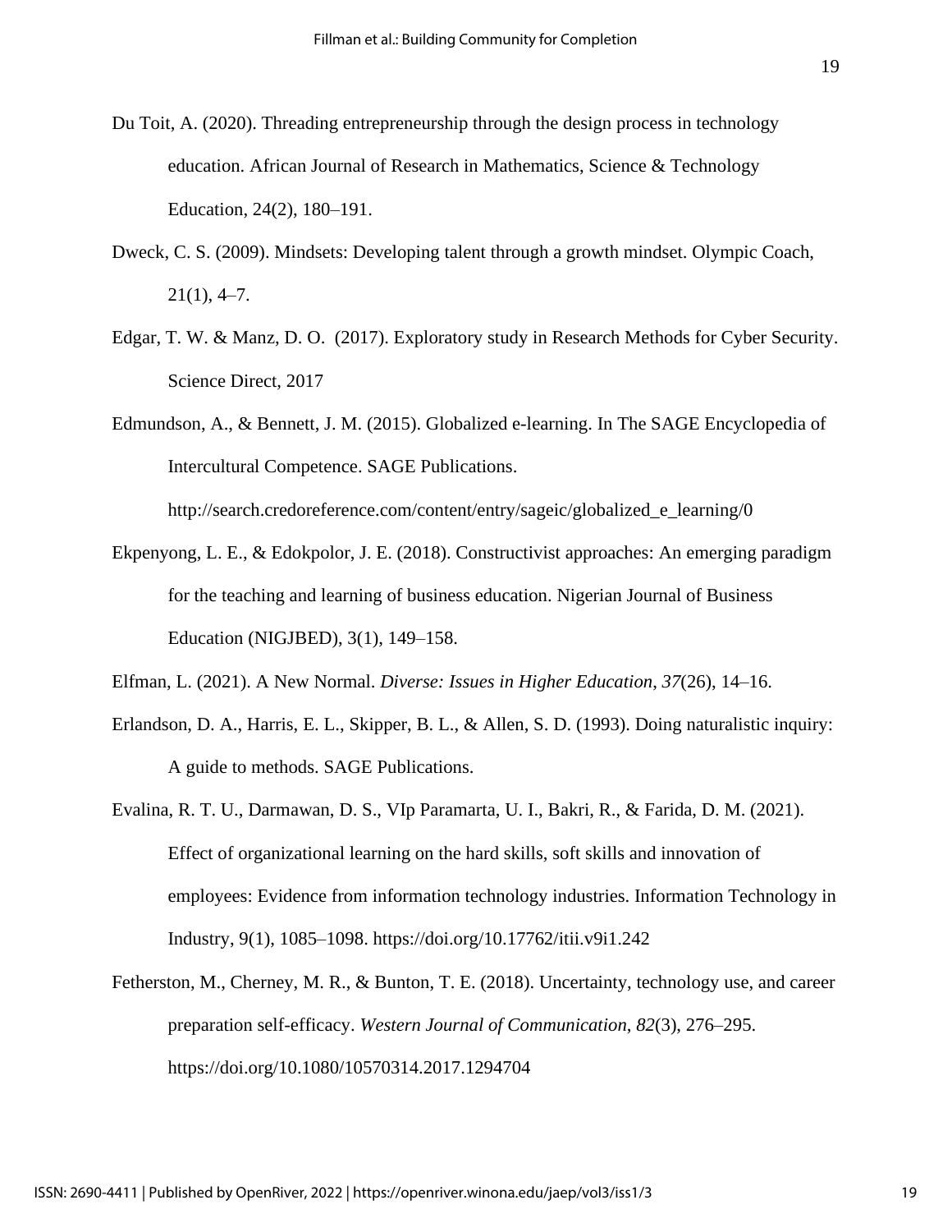Du Toit, A. (2020). Threading entrepreneurship through the design process in technology education. African Journal of Research in Mathematics, Science & Technology Education, 24(2), 180–191.

Dweck, C. S. (2009). Mindsets: Developing talent through a growth mindset. Olympic Coach, 21(1), 4–7.

Edgar, T. W. & Manz, D. O. (2017). Exploratory study in Research Methods for Cyber Security. Science Direct, 2017

Edmundson, A., & Bennett, J. M. (2015). Globalized e-learning. In The SAGE Encyclopedia of Intercultural Competence. SAGE Publications. http://search.credoreference.com/content/entry/sageic/globalized_e_learning/0

Ekpenyong, L. E., & Edokpolor, J. E. (2018). Constructivist approaches: An emerging paradigm for the teaching and learning of business education. Nigerian Journal of Business Education (NIGJBED), 3(1), 149–158.

Elfman, L. (2021). A New Normal. *Diverse: Issues in Higher Education*, *37*(26), 14–16.

Erlandson, D. A., Harris, E. L., Skipper, B. L., & Allen, S. D. (1993). Doing naturalistic inquiry: A guide to methods. SAGE Publications.

Evalina, R. T. U., Darmawan, D. S., VIp Paramarta, U. I., Bakri, R., & Farida, D. M. (2021). Effect of organizational learning on the hard skills, soft skills and innovation of employees: Evidence from information technology industries. Information Technology in Industry, 9(1), 1085–1098. https://doi.org/10.17762/itii.v9i1.242

Fetherston, M., Cherney, M. R., & Bunton, T. E. (2018). Uncertainty, technology use, and career preparation self-efficacy. *Western Journal of Communication*, *82*(3), 276–295. https://doi.org/10.1080/10570314.2017.1294704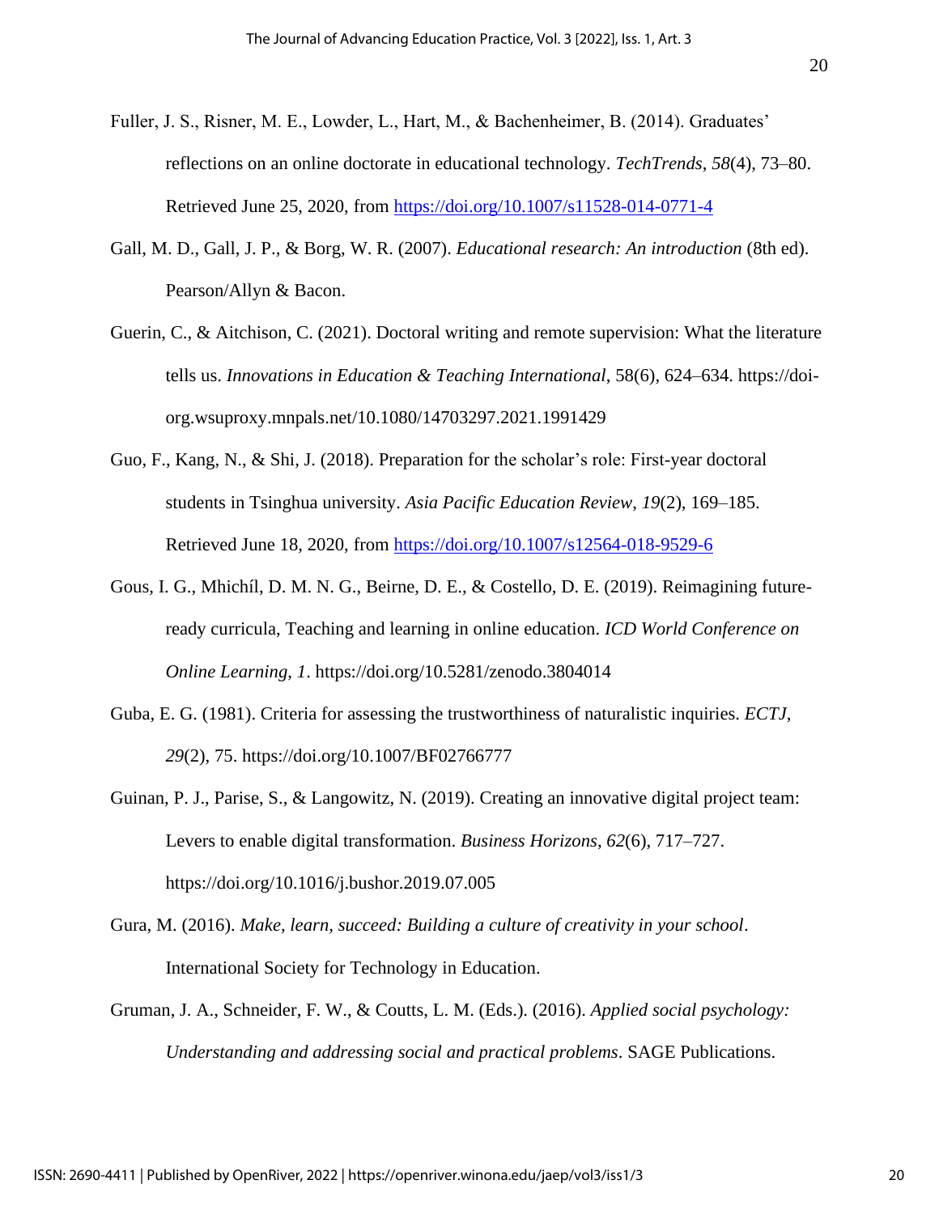Fuller, J. S., Risner, M. E., Lowder, L., Hart, M., & Bachenheimer, B. (2014). Graduates' reflections on an online doctorate in educational technology. *TechTrends*, *58*(4), 73–80. Retrieved June 25, 2020, from https://doi.org/10.1007/s11528-014-0771-4

Gall, M. D., Gall, J. P., & Borg, W. R. (2007). *Educational research: An introduction* (8th ed). Pearson/Allyn & Bacon.

Guerin, C., & Aitchison, C. (2021). Doctoral writing and remote supervision: What the literature tells us. *Innovations in Education & Teaching International*, 58(6), 624–634. https://doi-org.wsuproxy.mnpals.net/10.1080/14703297.2021.1991429

Guo, F., Kang, N., & Shi, J. (2018). Preparation for the scholar's role: First-year doctoral students in Tsinghua university. *Asia Pacific Education Review*, *19*(2), 169–185. Retrieved June 18, 2020, from https://doi.org/10.1007/s12564-018-9529-6

Gous, I. G., Mhichíl, D. M. N. G., Beirne, D. E., & Costello, D. E. (2019). Reimagining future-ready curricula, Teaching and learning in online education. *ICD World Conference on Online Learning, 1*. https://doi.org/10.5281/zenodo.3804014

Guba, E. G. (1981). Criteria for assessing the trustworthiness of naturalistic inquiries. *ECTJ*, *29*(2), 75. https://doi.org/10.1007/BF02766777

Guinan, P. J., Parise, S., & Langowitz, N. (2019). Creating an innovative digital project team: Levers to enable digital transformation. *Business Horizons*, *62*(6), 717–727. https://doi.org/10.1016/j.bushor.2019.07.005

Gura, M. (2016). *Make, learn, succeed: Building a culture of creativity in your school*. International Society for Technology in Education.

Gruman, J. A., Schneider, F. W., & Coutts, L. M. (Eds.). (2016). *Applied social psychology: Understanding and addressing social and practical problems*. SAGE Publications.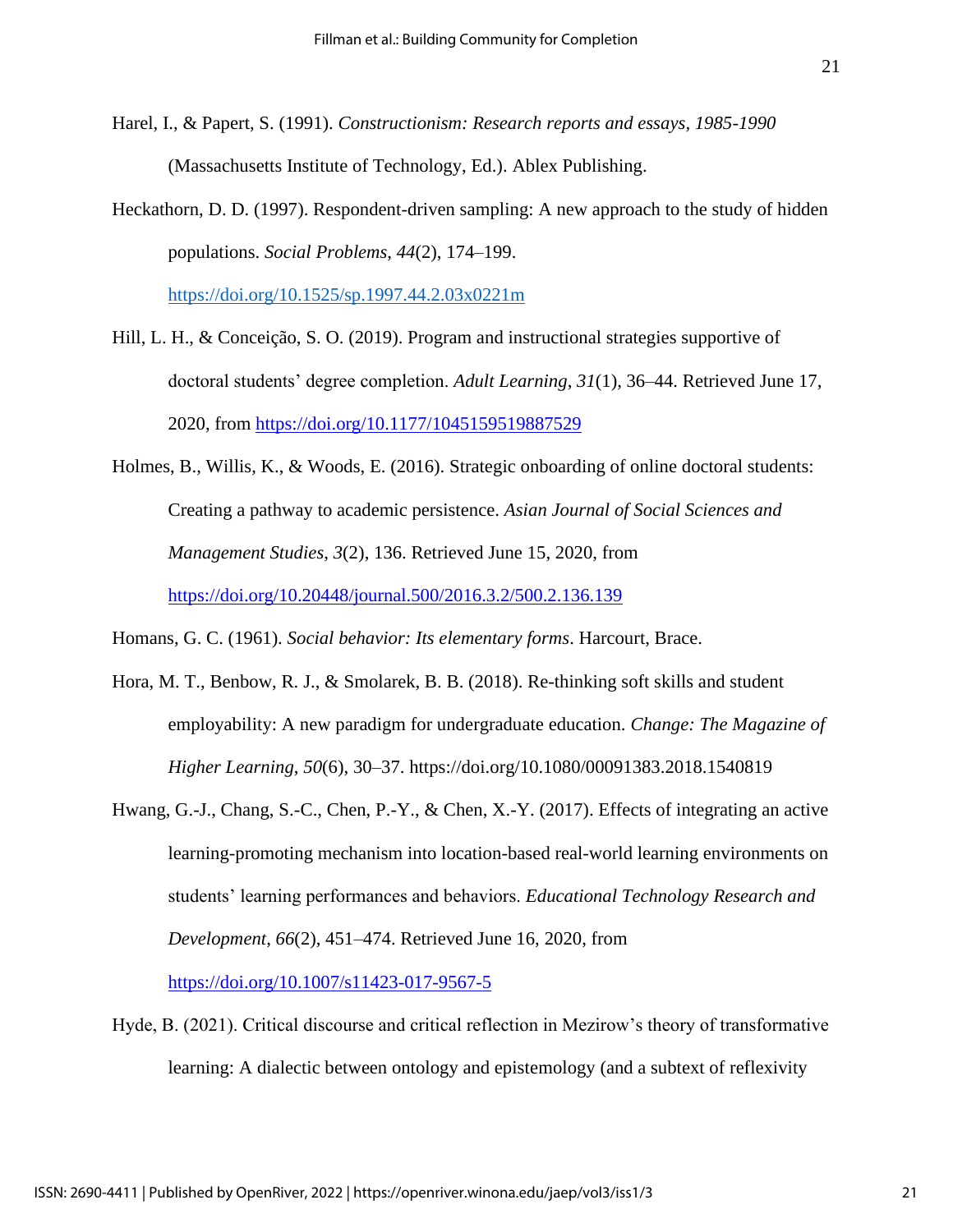Harel, I., & Papert, S. (1991). *Constructionism: Research reports and essays, 1985-1990* (Massachusetts Institute of Technology, Ed.). Ablex Publishing.

Heckathorn, D. D. (1997). Respondent-driven sampling: A new approach to the study of hidden populations. *Social Problems*, *44*(2), 174–199. https://doi.org/10.1525/sp.1997.44.2.03x0221m

Hill, L. H., & Conceição, S. O. (2019). Program and instructional strategies supportive of doctoral students' degree completion. *Adult Learning*, *31*(1), 36–44. Retrieved June 17, 2020, from https://doi.org/10.1177/1045159519887529

Holmes, B., Willis, K., & Woods, E. (2016). Strategic onboarding of online doctoral students: Creating a pathway to academic persistence. *Asian Journal of Social Sciences and Management Studies*, *3*(2), 136. Retrieved June 15, 2020, from https://doi.org/10.20448/journal.500/2016.3.2/500.2.136.139

Homans, G. C. (1961). *Social behavior: Its elementary forms*. Harcourt, Brace.

Hora, M. T., Benbow, R. J., & Smolarek, B. B. (2018). Re-thinking soft skills and student employability: A new paradigm for undergraduate education. *Change: The Magazine of Higher Learning*, *50*(6), 30–37. https://doi.org/10.1080/00091383.2018.1540819

Hwang, G.-J., Chang, S.-C., Chen, P.-Y., & Chen, X.-Y. (2017). Effects of integrating an active learning-promoting mechanism into location-based real-world learning environments on students' learning performances and behaviors. *Educational Technology Research and Development*, *66*(2), 451–474. Retrieved June 16, 2020, from https://doi.org/10.1007/s11423-017-9567-5

Hyde, B. (2021). Critical discourse and critical reflection in Mezirow's theory of transformative learning: A dialectic between ontology and epistemology (and a subtext of reflexivity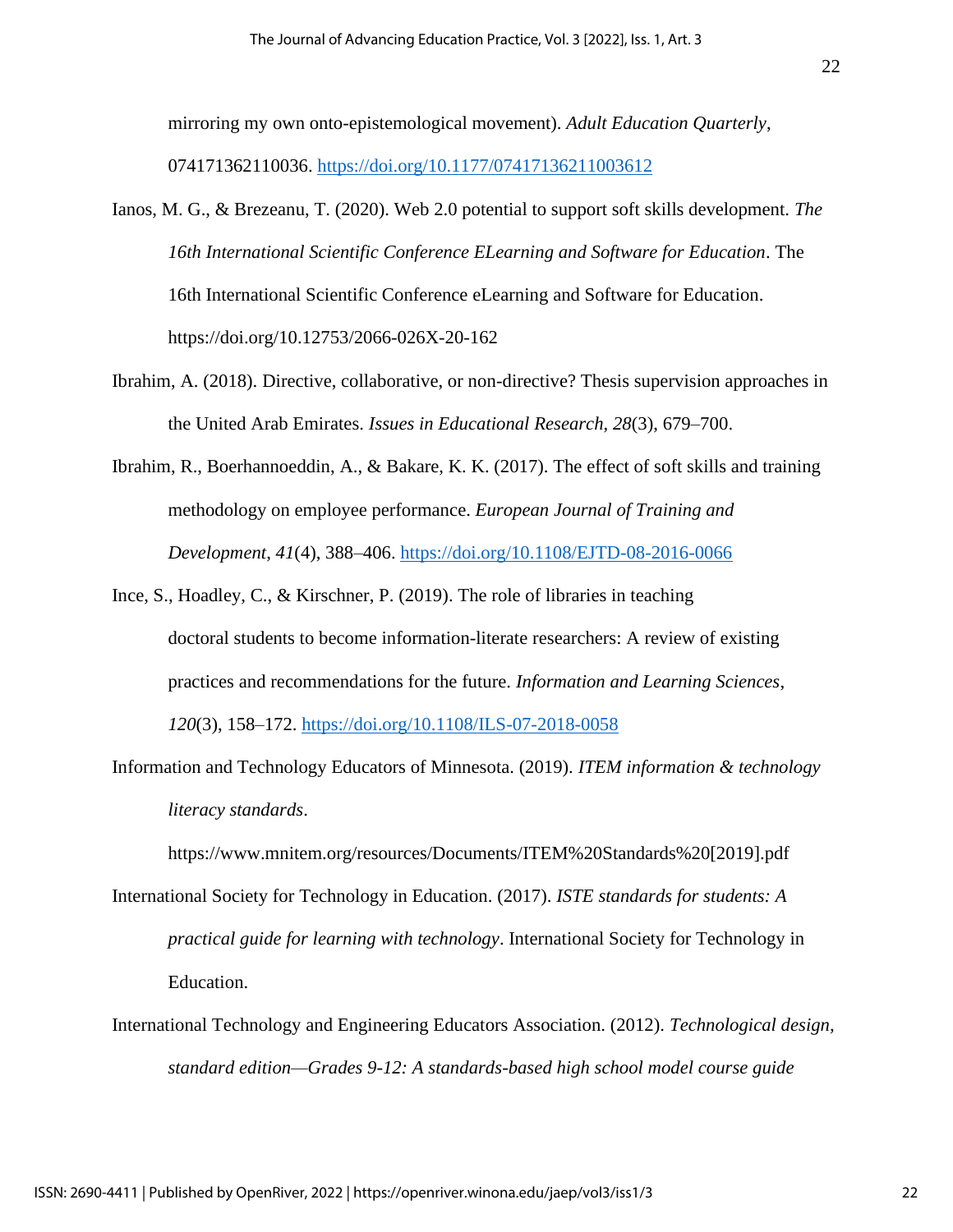mirroring my own onto-epistemological movement). *Adult Education Quarterly*, 074171362110036. https://doi.org/10.1177/07417136211003612

Ianos, M. G., & Brezeanu, T. (2020). Web 2.0 potential to support soft skills development. *The 16th International Scientific Conference ELearning and Software for Education*. The 16th International Scientific Conference eLearning and Software for Education. https://doi.org/10.12753/2066-026X-20-162

Ibrahim, A. (2018). Directive, collaborative, or non-directive? Thesis supervision approaches in the United Arab Emirates. *Issues in Educational Research*, *28*(3), 679–700.

Ibrahim, R., Boerhannoeddin, A., & Bakare, K. K. (2017). The effect of soft skills and training methodology on employee performance. *European Journal of Training and Development*, *41*(4), 388–406. https://doi.org/10.1108/EJTD-08-2016-0066

Ince, S., Hoadley, C., & Kirschner, P. (2019). The role of libraries in teaching doctoral students to become information-literate researchers: A review of existing practices and recommendations for the future. *Information and Learning Sciences*, *120*(3), 158–172. https://doi.org/10.1108/ILS-07-2018-0058

Information and Technology Educators of Minnesota. (2019). *ITEM information & technology literacy standards*. https://www.mnitem.org/resources/Documents/ITEM%20Standards%20[2019].pdf

International Society for Technology in Education. (2017). *ISTE standards for students: A practical guide for learning with technology*. International Society for Technology in Education.

International Technology and Engineering Educators Association. (2012). *Technological design, standard edition—Grades 9-12: A standards-based high school model course guide*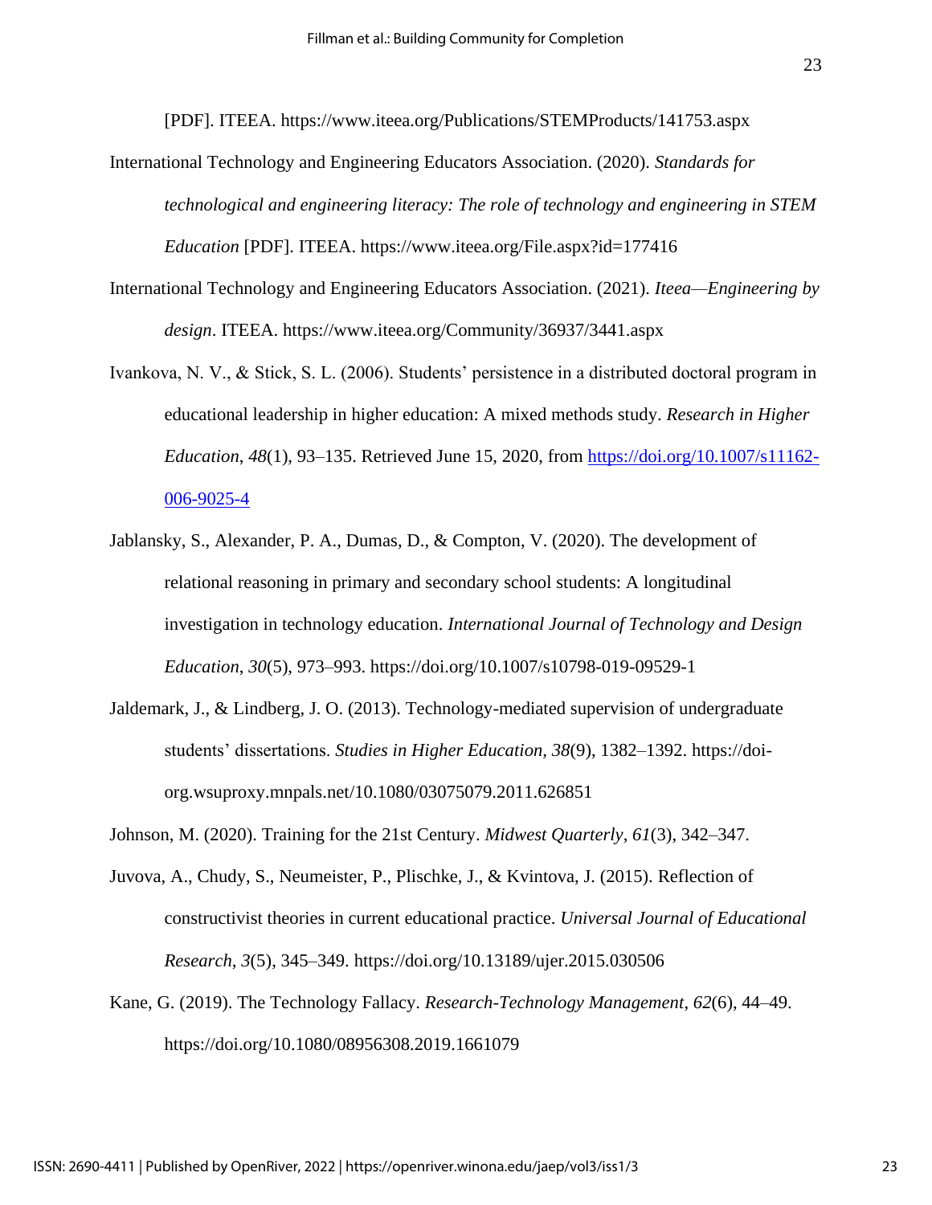[PDF]. ITEEA. https://www.iteea.org/Publications/STEMProducts/141753.aspx

International Technology and Engineering Educators Association. (2020). *Standards for technological and engineering literacy: The role of technology and engineering in STEM Education* [PDF]. ITEEA. https://www.iteea.org/File.aspx?id=177416

International Technology and Engineering Educators Association. (2021). *Iteea—Engineering by design*. ITEEA. https://www.iteea.org/Community/36937/3441.aspx

Ivankova, N. V., & Stick, S. L. (2006). Students' persistence in a distributed doctoral program in educational leadership in higher education: A mixed methods study. *Research in Higher Education*, *48*(1), 93–135. Retrieved June 15, 2020, from https://doi.org/10.1007/s11162-006-9025-4

Jablansky, S., Alexander, P. A., Dumas, D., & Compton, V. (2020). The development of relational reasoning in primary and secondary school students: A longitudinal investigation in technology education. *International Journal of Technology and Design Education*, *30*(5), 973–993. https://doi.org/10.1007/s10798-019-09529-1

Jaldemark, J., & Lindberg, J. O. (2013). Technology-mediated supervision of undergraduate students' dissertations. *Studies in Higher Education*, *38*(9), 1382–1392. https://doi-org.wsuproxy.mnpals.net/10.1080/03075079.2011.626851

Johnson, M. (2020). Training for the 21st Century. *Midwest Quarterly*, *61*(3), 342–347.

Juvova, A., Chudy, S., Neumeister, P., Plischke, J., & Kvintova, J. (2015). Reflection of constructivist theories in current educational practice. *Universal Journal of Educational Research*, *3*(5), 345–349. https://doi.org/10.13189/ujer.2015.030506

Kane, G. (2019). The Technology Fallacy. *Research-Technology Management*, *62*(6), 44–49. https://doi.org/10.1080/08956308.2019.1661079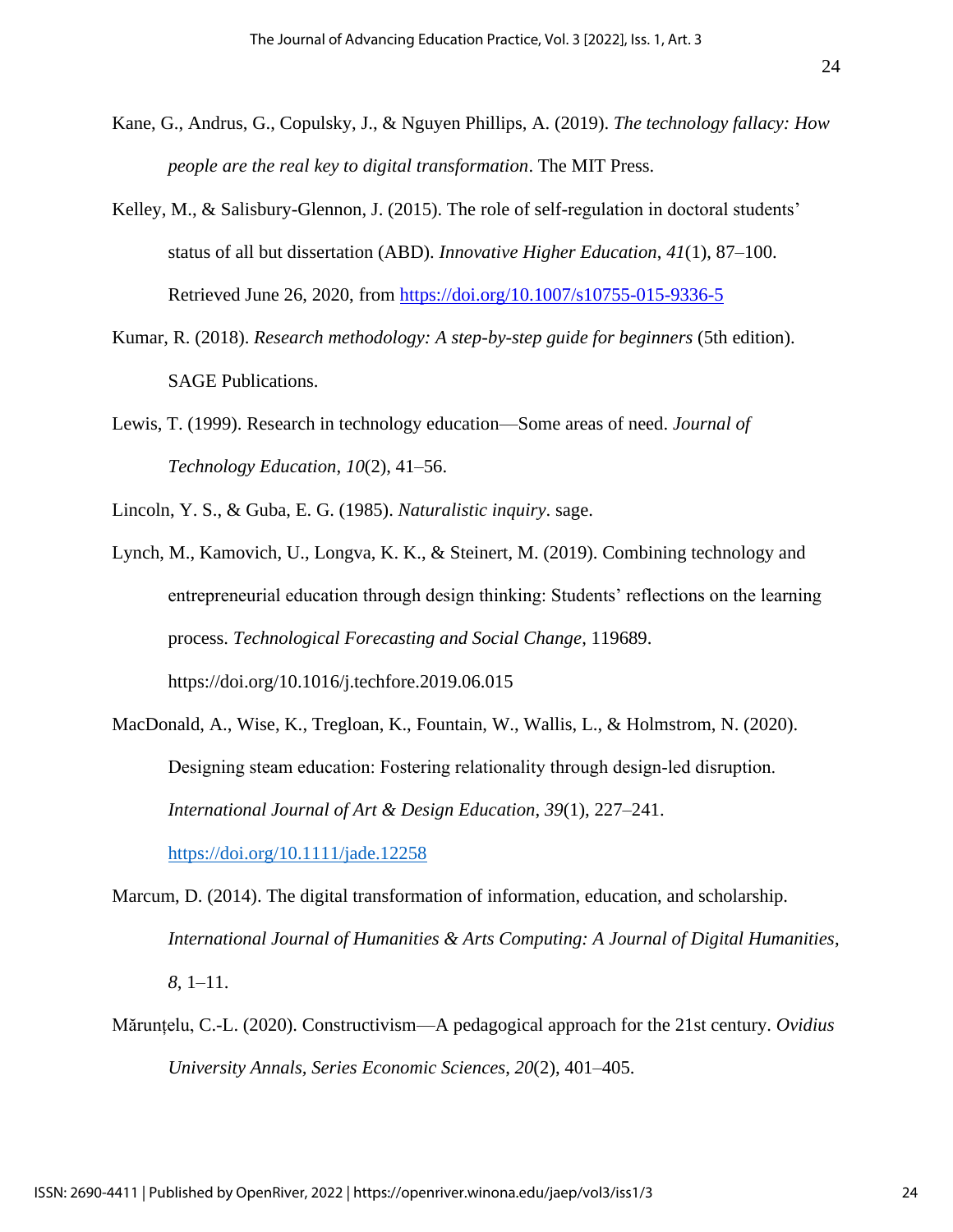Kane, G., Andrus, G., Copulsky, J., & Nguyen Phillips, A. (2019). *The technology fallacy: How people are the real key to digital transformation*. The MIT Press.

Kelley, M., & Salisbury-Glennon, J. (2015). The role of self-regulation in doctoral students' status of all but dissertation (ABD). *Innovative Higher Education*, *41*(1), 87–100. Retrieved June 26, 2020, from https://doi.org/10.1007/s10755-015-9336-5

Kumar, R. (2018). *Research methodology: A step-by-step guide for beginners* (5th edition). SAGE Publications.

Lewis, T. (1999). Research in technology education—Some areas of need. *Journal of Technology Education*, *10*(2), 41–56.

Lincoln, Y. S., & Guba, E. G. (1985). *Naturalistic inquiry*. sage.

Lynch, M., Kamovich, U., Longva, K. K., & Steinert, M. (2019). Combining technology and entrepreneurial education through design thinking: Students' reflections on the learning process. *Technological Forecasting and Social Change*, 119689. https://doi.org/10.1016/j.techfore.2019.06.015

MacDonald, A., Wise, K., Tregloan, K., Fountain, W., Wallis, L., & Holmstrom, N. (2020). Designing steam education: Fostering relationality through design-led disruption. *International Journal of Art & Design Education*, *39*(1), 227–241. https://doi.org/10.1111/jade.12258

Marcum, D. (2014). The digital transformation of information, education, and scholarship. *International Journal of Humanities & Arts Computing: A Journal of Digital Humanities*, *8*, 1–11.

Mărunțelu, C.-L. (2020). Constructivism—A pedagogical approach for the 21st century. *Ovidius University Annals, Series Economic Sciences*, *20*(2), 401–405.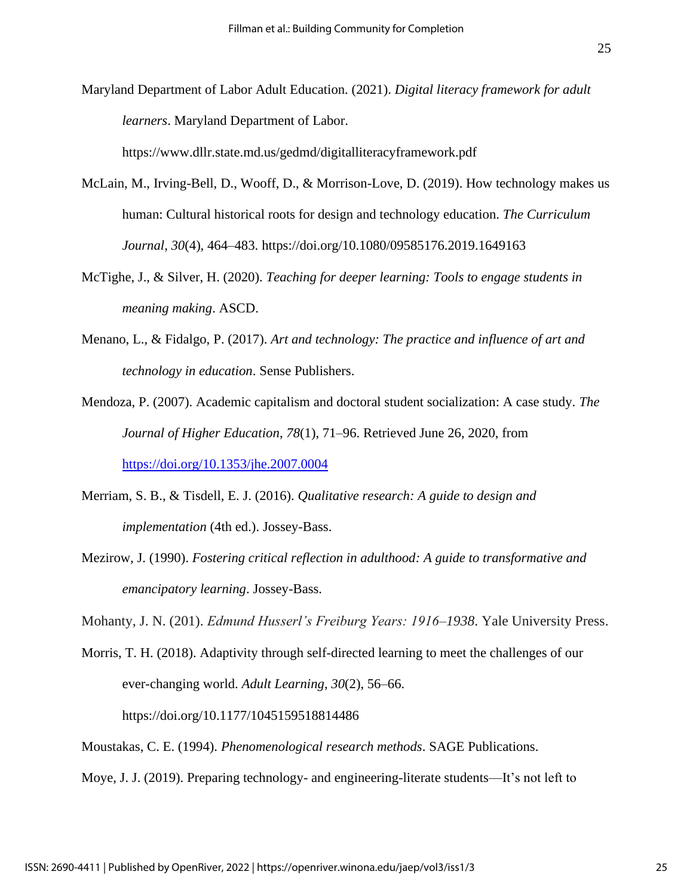Maryland Department of Labor Adult Education. (2021). *Digital literacy framework for adult learners*. Maryland Department of Labor. https://www.dllr.state.md.us/gedmd/digitalliteracyframework.pdf

McLain, M., Irving-Bell, D., Wooff, D., & Morrison-Love, D. (2019). How technology makes us human: Cultural historical roots for design and technology education. *The Curriculum Journal*, *30*(4), 464–483. https://doi.org/10.1080/09585176.2019.1649163

McTighe, J., & Silver, H. (2020). *Teaching for deeper learning: Tools to engage students in meaning making*. ASCD.

Menano, L., & Fidalgo, P. (2017). *Art and technology: The practice and influence of art and technology in education*. Sense Publishers.

Mendoza, P. (2007). Academic capitalism and doctoral student socialization: A case study. *The Journal of Higher Education*, *78*(1), 71–96. Retrieved June 26, 2020, from https://doi.org/10.1353/jhe.2007.0004

Merriam, S. B., & Tisdell, E. J. (2016). *Qualitative research: A guide to design and implementation* (4th ed.). Jossey-Bass.

Mezirow, J. (1990). *Fostering critical reflection in adulthood: A guide to transformative and emancipatory learning*. Jossey-Bass.

Mohanty, J. N. (201). *Edmund Husserl's Freiburg Years: 1916–1938*. Yale University Press.

Morris, T. H. (2018). Adaptivity through self-directed learning to meet the challenges of our ever-changing world. *Adult Learning*, *30*(2), 56–66. https://doi.org/10.1177/1045159518814486

Moustakas, C. E. (1994). *Phenomenological research methods*. SAGE Publications.

Moye, J. J. (2019). Preparing technology- and engineering-literate students—It's not left to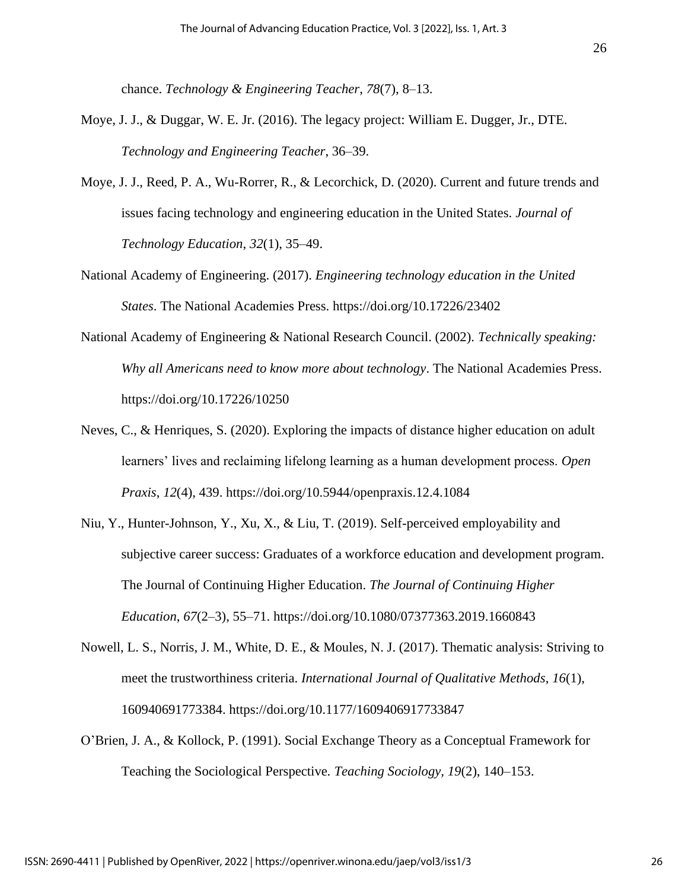chance. *Technology & Engineering Teacher*, *78*(7), 8–13.

Moye, J. J., & Duggar, W. E. Jr. (2016). The legacy project: William E. Dugger, Jr., DTE. *Technology and Engineering Teacher*, 36–39.

Moye, J. J., Reed, P. A., Wu-Rorrer, R., & Lecorchick, D. (2020). Current and future trends and issues facing technology and engineering education in the United States. *Journal of Technology Education*, *32*(1), 35–49.

National Academy of Engineering. (2017). *Engineering technology education in the United States*. The National Academies Press. https://doi.org/10.17226/23402

National Academy of Engineering & National Research Council. (2002). *Technically speaking: Why all Americans need to know more about technology*. The National Academies Press. https://doi.org/10.17226/10250

Neves, C., & Henriques, S. (2020). Exploring the impacts of distance higher education on adult learners' lives and reclaiming lifelong learning as a human development process. *Open Praxis*, *12*(4), 439. https://doi.org/10.5944/openpraxis.12.4.1084

Niu, Y., Hunter-Johnson, Y., Xu, X., & Liu, T. (2019). Self-perceived employability and subjective career success: Graduates of a workforce education and development program. The Journal of Continuing Higher Education. *The Journal of Continuing Higher Education*, *67*(2–3), 55–71. https://doi.org/10.1080/07377363.2019.1660843

Nowell, L. S., Norris, J. M., White, D. E., & Moules, N. J. (2017). Thematic analysis: Striving to meet the trustworthiness criteria. *International Journal of Qualitative Methods*, *16*(1), 160940691773384. https://doi.org/10.1177/1609406917733847

O'Brien, J. A., & Kollock, P. (1991). Social Exchange Theory as a Conceptual Framework for Teaching the Sociological Perspective. *Teaching Sociology*, *19*(2), 140–153.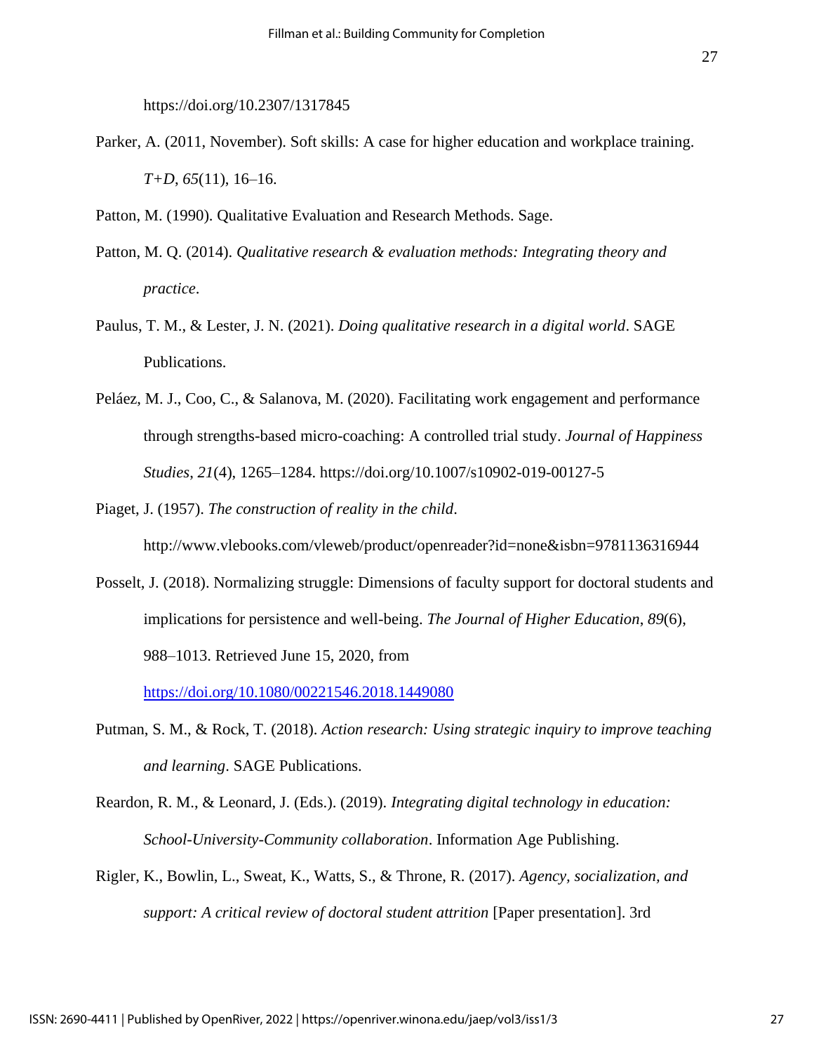https://doi.org/10.2307/1317845

Parker, A. (2011, November). Soft skills: A case for higher education and workplace training. *T+D*, *65*(11), 16–16.

Patton, M. (1990). Qualitative Evaluation and Research Methods. Sage.

Patton, M. Q. (2014). *Qualitative research & evaluation methods: Integrating theory and practice*.

Paulus, T. M., & Lester, J. N. (2021). *Doing qualitative research in a digital world*. SAGE Publications.

Peláez, M. J., Coo, C., & Salanova, M. (2020). Facilitating work engagement and performance through strengths-based micro-coaching: A controlled trial study. *Journal of Happiness Studies*, *21*(4), 1265–1284. https://doi.org/10.1007/s10902-019-00127-5

Piaget, J. (1957). *The construction of reality in the child*. http://www.vlebooks.com/vleweb/product/openreader?id=none&isbn=9781136316944

Posselt, J. (2018). Normalizing struggle: Dimensions of faculty support for doctoral students and implications for persistence and well-being. *The Journal of Higher Education*, *89*(6), 988–1013. Retrieved June 15, 2020, from https://doi.org/10.1080/00221546.2018.1449080

Putman, S. M., & Rock, T. (2018). *Action research: Using strategic inquiry to improve teaching and learning*. SAGE Publications.

Reardon, R. M., & Leonard, J. (Eds.). (2019). *Integrating digital technology in education: School-University-Community collaboration*. Information Age Publishing.

Rigler, K., Bowlin, L., Sweat, K., Watts, S., & Throne, R. (2017). *Agency, socialization, and support: A critical review of doctoral student attrition* [Paper presentation]. 3rd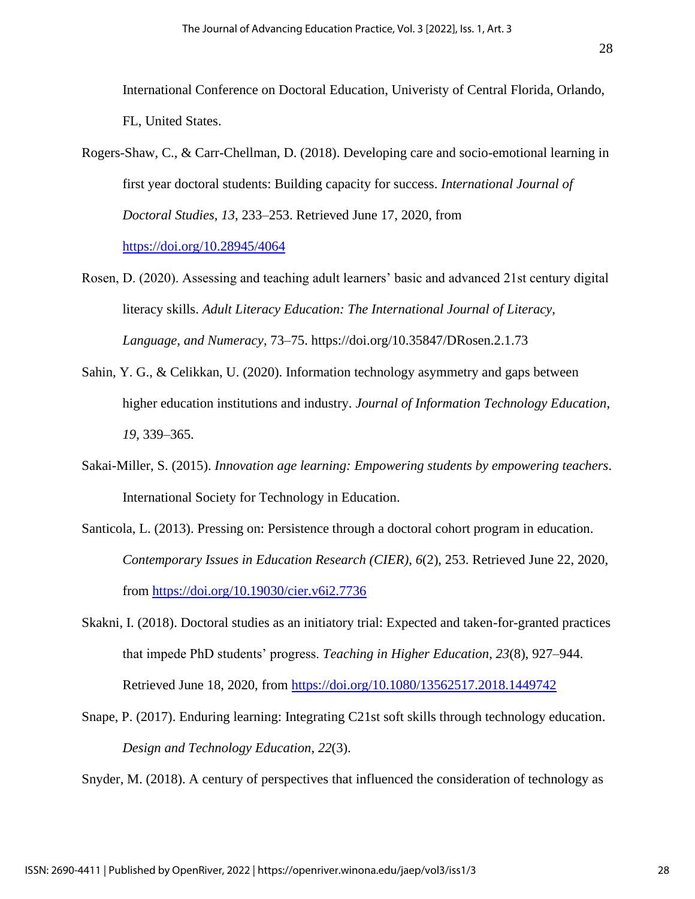International Conference on Doctoral Education, Univeristy of Central Florida, Orlando, FL, United States.

Rogers-Shaw, C., & Carr-Chellman, D. (2018). Developing care and socio-emotional learning in first year doctoral students: Building capacity for success. *International Journal of Doctoral Studies*, *13*, 233–253. Retrieved June 17, 2020, from https://doi.org/10.28945/4064

Rosen, D. (2020). Assessing and teaching adult learners' basic and advanced 21st century digital literacy skills. *Adult Literacy Education: The International Journal of Literacy, Language, and Numeracy*, 73–75. https://doi.org/10.35847/DRosen.2.1.73

Sahin, Y. G., & Celikkan, U. (2020). Information technology asymmetry and gaps between higher education institutions and industry. *Journal of Information Technology Education*, *19*, 339–365.

Sakai-Miller, S. (2015). *Innovation age learning: Empowering students by empowering teachers*. International Society for Technology in Education.

Santicola, L. (2013). Pressing on: Persistence through a doctoral cohort program in education. *Contemporary Issues in Education Research (CIER)*, *6*(2), 253. Retrieved June 22, 2020, from https://doi.org/10.19030/cier.v6i2.7736

Skakni, I. (2018). Doctoral studies as an initiatory trial: Expected and taken-for-granted practices that impede PhD students' progress. *Teaching in Higher Education*, *23*(8), 927–944. Retrieved June 18, 2020, from https://doi.org/10.1080/13562517.2018.1449742

Snape, P. (2017). Enduring learning: Integrating C21st soft skills through technology education. *Design and Technology Education*, *22*(3).

Snyder, M. (2018). A century of perspectives that influenced the consideration of technology as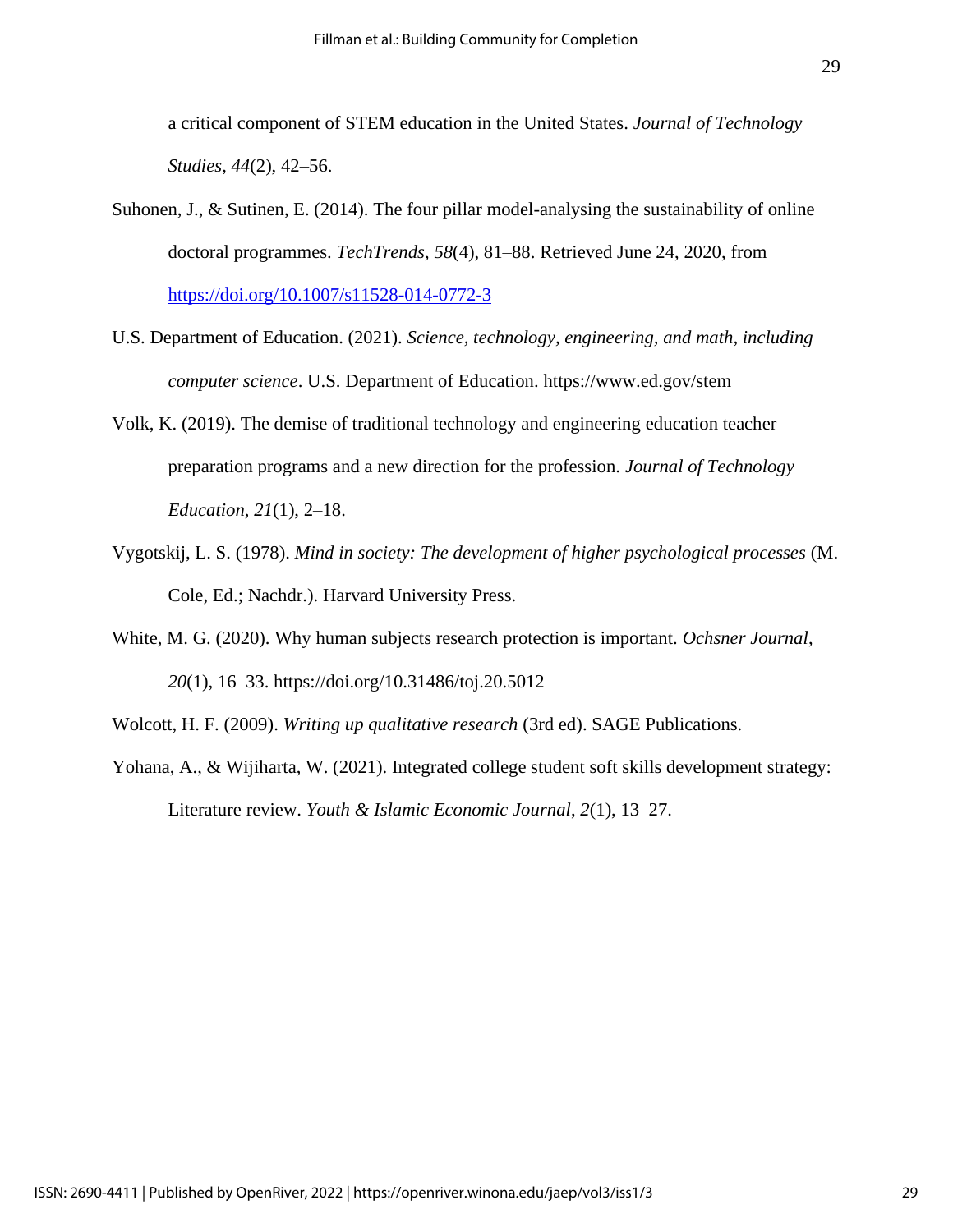a critical component of STEM education in the United States. *Journal of Technology Studies*, *44*(2), 42–56.

Suhonen, J., & Sutinen, E. (2014). The four pillar model-analysing the sustainability of online doctoral programmes. *TechTrends*, *58*(4), 81–88. Retrieved June 24, 2020, from https://doi.org/10.1007/s11528-014-0772-3

U.S. Department of Education. (2021). *Science, technology, engineering, and math, including computer science*. U.S. Department of Education. https://www.ed.gov/stem

Volk, K. (2019). The demise of traditional technology and engineering education teacher preparation programs and a new direction for the profession. *Journal of Technology Education*, *21*(1), 2–18.

Vygotskij, L. S. (1978). *Mind in society: The development of higher psychological processes* (M. Cole, Ed.; Nachdr.). Harvard University Press.

White, M. G. (2020). Why human subjects research protection is important. *Ochsner Journal*, *20*(1), 16–33. https://doi.org/10.31486/toj.20.5012

Wolcott, H. F. (2009). *Writing up qualitative research* (3rd ed). SAGE Publications.

Yohana, A., & Wijiharta, W. (2021). Integrated college student soft skills development strategy: Literature review. *Youth & Islamic Economic Journal*, *2*(1), 13–27.